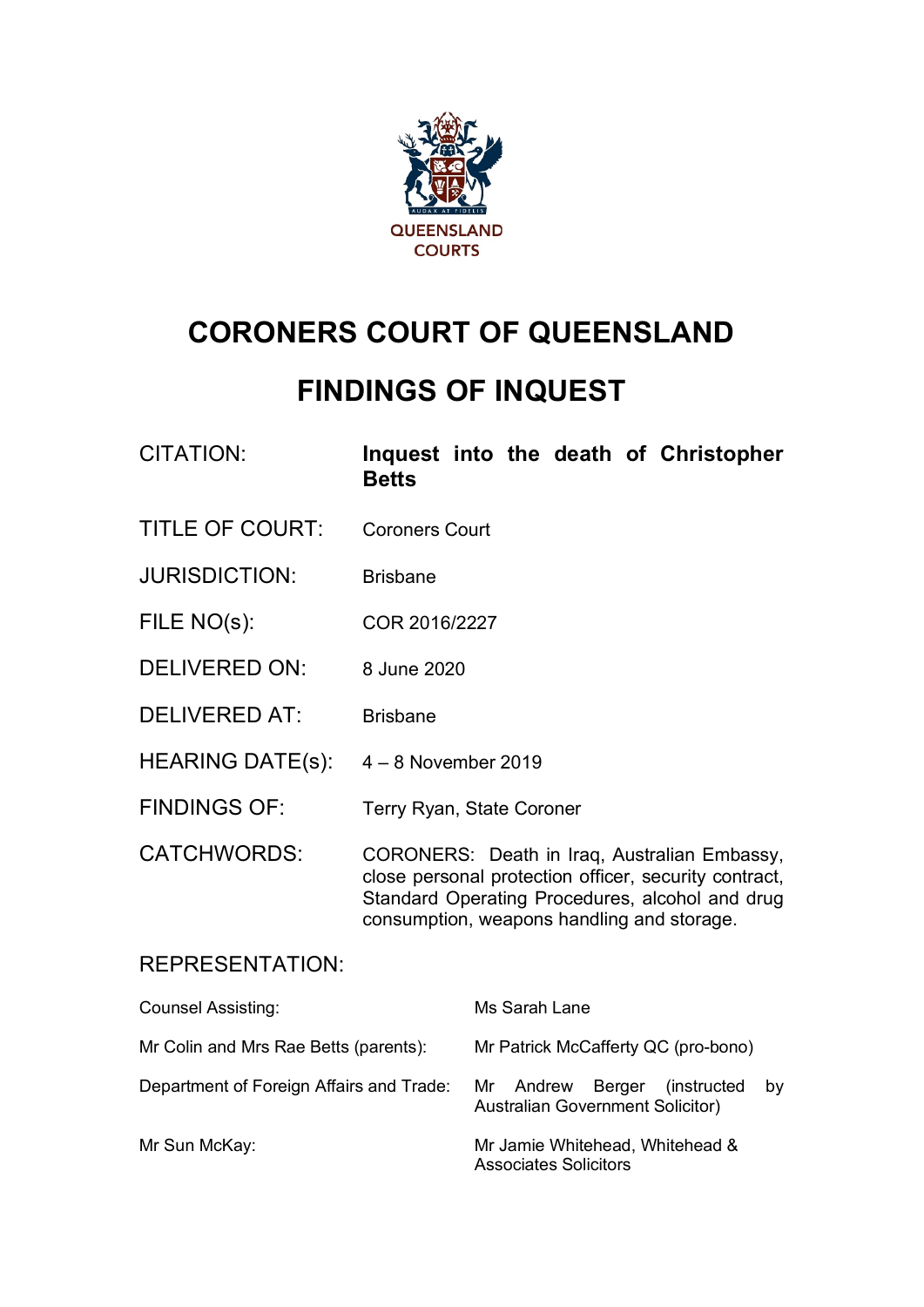QUEENSLAND COURTS

# CORONERS COURT OF QUEENSLAND

# FINDINGS OF INQUEST

| | |
|---|---|
| CITATION: | **Inquest into the death of Christopher Betts** |
| TITLE OF COURT: | Coroners Court |
| JURISDICTION: | Brisbane |
| FILE NO(s): | COR 2016/2227 |
| DELIVERED ON: | 8 June 2020 |
| DELIVERED AT: | Brisbane |
| HEARING DATE(s): | 4 – 8 November 2019 |
| FINDINGS OF: | Terry Ryan, State Coroner |
| CATCHWORDS: | CORONERS: Death in Iraq, Australian Embassy, close personal protection officer, security contract, Standard Operating Procedures, alcohol and drug consumption, weapons handling and storage. |

## REPRESENTATION:

| | |
|---|---|
| Counsel Assisting: | Ms Sarah Lane |
| Mr Colin and Mrs Rae Betts (parents): | Mr Patrick McCafferty QC (pro-bono) |
| Department of Foreign Affairs and Trade: | Mr Andrew Berger (instructed by Australian Government Solicitor) |
| Mr Sun McKay: | Mr Jamie Whitehead, Whitehead & Associates Solicitors |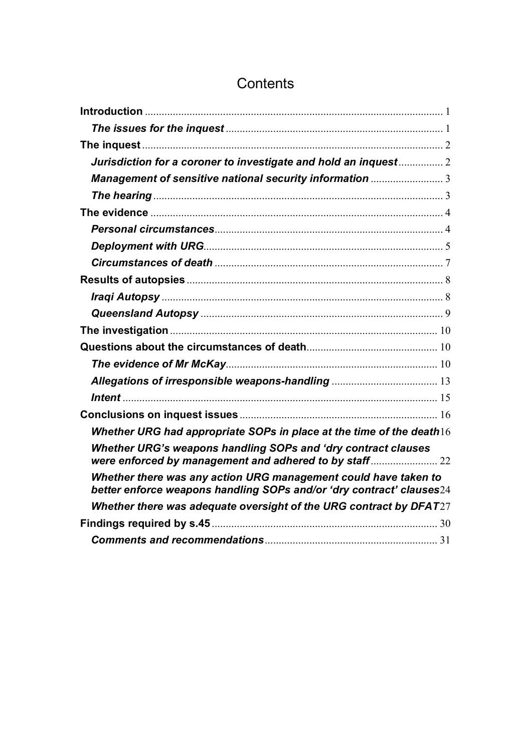# Contents

**Introduction** ........................................................................................................... 1

*The issues for the inquest* ............................................................................. 1

**The inquest** ........................................................................................................... 2

*Jurisdiction for a coroner to investigate and hold an inquest* ................ 2

*Management of sensitive national security information* .......................... 3

*The hearing* ........................................................................................................ 3

**The evidence** ........................................................................................................ 4

*Personal circumstances* .................................................................................. 4

*Deployment with URG* ..................................................................................... 5

*Circumstances of death* .................................................................................. 7

**Results of autopsies** ............................................................................................ 8

*Iraqi Autopsy* ..................................................................................................... 8

*Queensland Autopsy* ....................................................................................... 9

**The investigation** ................................................................................................ 10

**Questions about the circumstances of death** ............................................... 10

*The evidence of Mr McKay* ............................................................................ 10

*Allegations of irresponsible weapons-handling* ...................................... 13

*Intent* ................................................................................................................. 15

**Conclusions on inquest issues** ....................................................................... 16

*Whether URG had appropriate SOPs in place at the time of the death* 16

*Whether URG's weapons handling SOPs and 'dry contract clauses were enforced by management and adhered to by staff* ........................ 22

*Whether there was any action URG management could have taken to better enforce weapons handling SOPs and/or 'dry contract' clauses* 24

*Whether there was adequate oversight of the URG contract by DFAT* 27

**Findings required by s.45** .................................................................................. 30

*Comments and recommendations* ............................................................. 31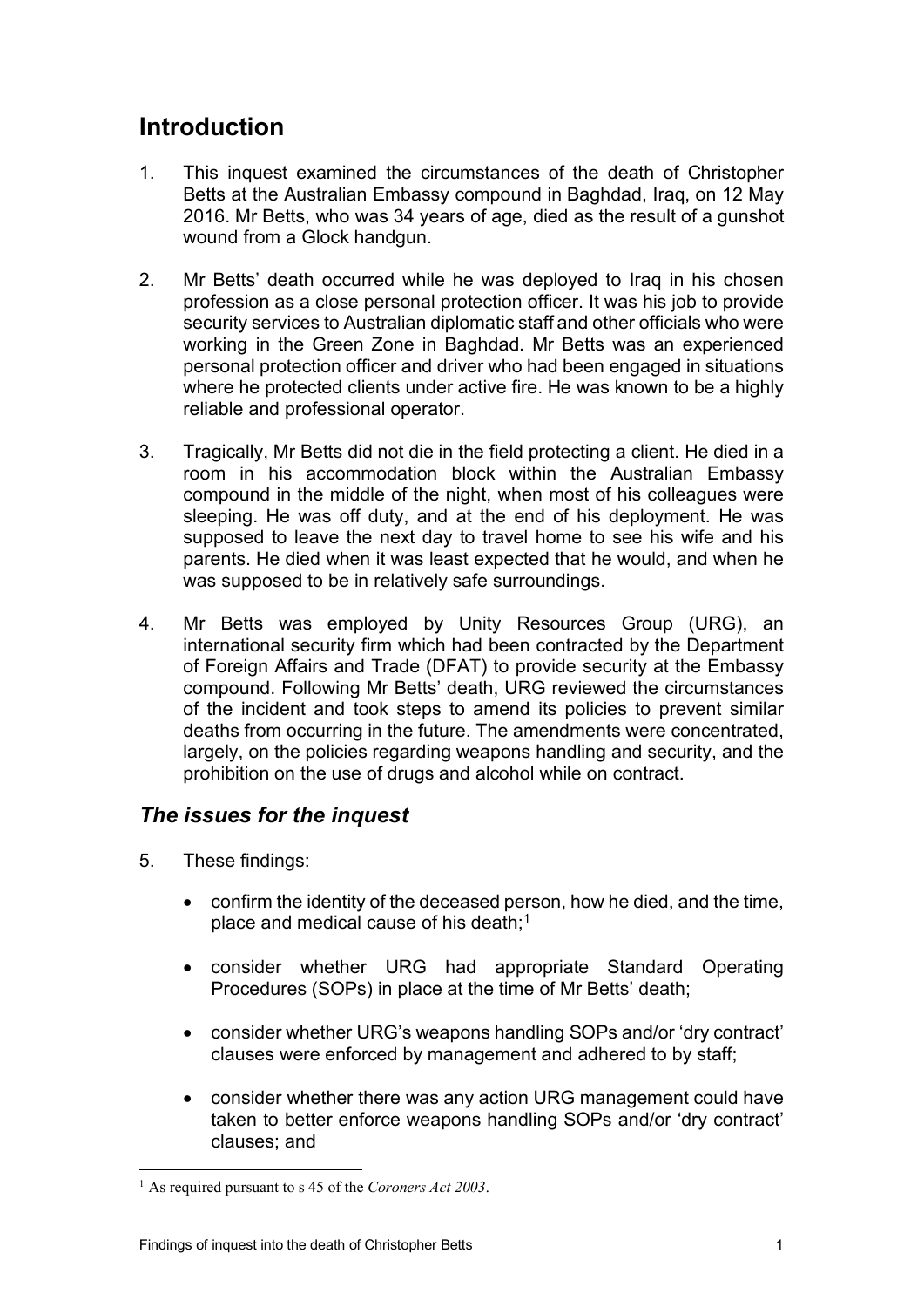# Introduction

1. This inquest examined the circumstances of the death of Christopher Betts at the Australian Embassy compound in Baghdad, Iraq, on 12 May 2016. Mr Betts, who was 34 years of age, died as the result of a gunshot wound from a Glock handgun.

2. Mr Betts' death occurred while he was deployed to Iraq in his chosen profession as a close personal protection officer. It was his job to provide security services to Australian diplomatic staff and other officials who were working in the Green Zone in Baghdad. Mr Betts was an experienced personal protection officer and driver who had been engaged in situations where he protected clients under active fire. He was known to be a highly reliable and professional operator.

3. Tragically, Mr Betts did not die in the field protecting a client. He died in a room in his accommodation block within the Australian Embassy compound in the middle of the night, when most of his colleagues were sleeping. He was off duty, and at the end of his deployment. He was supposed to leave the next day to travel home to see his wife and his parents. He died when it was least expected that he would, and when he was supposed to be in relatively safe surroundings.

4. Mr Betts was employed by Unity Resources Group (URG), an international security firm which had been contracted by the Department of Foreign Affairs and Trade (DFAT) to provide security at the Embassy compound. Following Mr Betts' death, URG reviewed the circumstances of the incident and took steps to amend its policies to prevent similar deaths from occurring in the future. The amendments were concentrated, largely, on the policies regarding weapons handling and security, and the prohibition on the use of drugs and alcohol while on contract.

## *The issues for the inquest*

5. These findings:

   - confirm the identity of the deceased person, how he died, and the time, place and medical cause of his death;[1]
   - consider whether URG had appropriate Standard Operating Procedures (SOPs) in place at the time of Mr Betts' death;
   - consider whether URG's weapons handling SOPs and/or 'dry contract' clauses were enforced by management and adhered to by staff;
   - consider whether there was any action URG management could have taken to better enforce weapons handling SOPs and/or 'dry contract' clauses; and

[1] As required pursuant to s 45 of the *Coroners Act 2003*.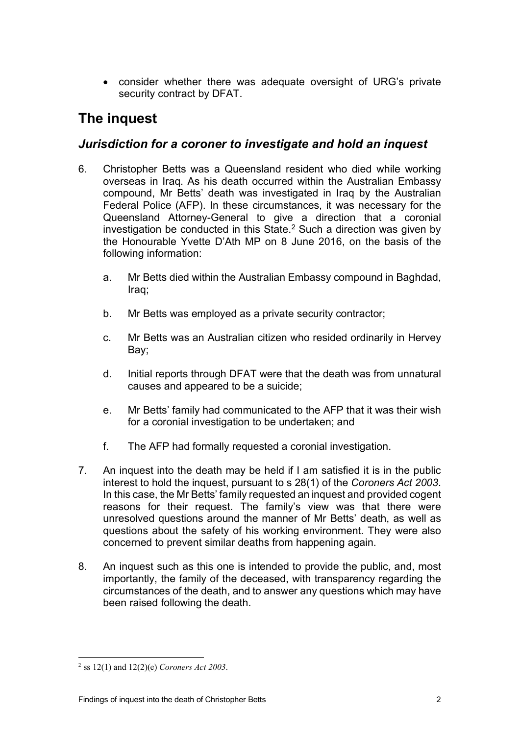- consider whether there was adequate oversight of URG's private security contract by DFAT.

# The inquest

## *Jurisdiction for a coroner to investigate and hold an inquest*

6. Christopher Betts was a Queensland resident who died while working overseas in Iraq. As his death occurred within the Australian Embassy compound, Mr Betts' death was investigated in Iraq by the Australian Federal Police (AFP). In these circumstances, it was necessary for the Queensland Attorney-General to give a direction that a coronial investigation be conducted in this State.[2] Such a direction was given by the Honourable Yvette D'Ath MP on 8 June 2016, on the basis of the following information:

   a. Mr Betts died within the Australian Embassy compound in Baghdad, Iraq;

   b. Mr Betts was employed as a private security contractor;

   c. Mr Betts was an Australian citizen who resided ordinarily in Hervey Bay;

   d. Initial reports through DFAT were that the death was from unnatural causes and appeared to be a suicide;

   e. Mr Betts' family had communicated to the AFP that it was their wish for a coronial investigation to be undertaken; and

   f. The AFP had formally requested a coronial investigation.

7. An inquest into the death may be held if I am satisfied it is in the public interest to hold the inquest, pursuant to s 28(1) of the *Coroners Act 2003*. In this case, the Mr Betts' family requested an inquest and provided cogent reasons for their request. The family's view was that there were unresolved questions around the manner of Mr Betts' death, as well as questions about the safety of his working environment. They were also concerned to prevent similar deaths from happening again.

8. An inquest such as this one is intended to provide the public, and, most importantly, the family of the deceased, with transparency regarding the circumstances of the death, and to answer any questions which may have been raised following the death.

---

[2] ss 12(1) and 12(2)(e) *Coroners Act 2003*.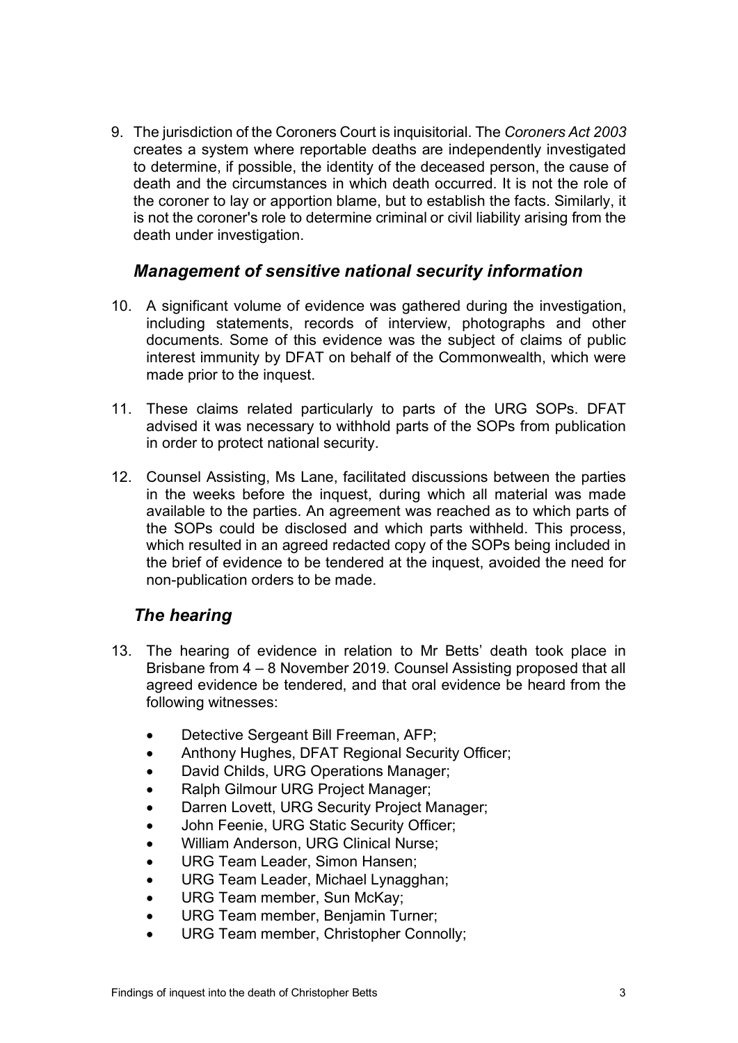9. The jurisdiction of the Coroners Court is inquisitorial. The *Coroners Act 2003* creates a system where reportable deaths are independently investigated to determine, if possible, the identity of the deceased person, the cause of death and the circumstances in which death occurred. It is not the role of the coroner to lay or apportion blame, but to establish the facts. Similarly, it is not the coroner's role to determine criminal or civil liability arising from the death under investigation.

## *Management of sensitive national security information*

10. A significant volume of evidence was gathered during the investigation, including statements, records of interview, photographs and other documents. Some of this evidence was the subject of claims of public interest immunity by DFAT on behalf of the Commonwealth, which were made prior to the inquest.

11. These claims related particularly to parts of the URG SOPs. DFAT advised it was necessary to withhold parts of the SOPs from publication in order to protect national security.

12. Counsel Assisting, Ms Lane, facilitated discussions between the parties in the weeks before the inquest, during which all material was made available to the parties. An agreement was reached as to which parts of the SOPs could be disclosed and which parts withheld. This process, which resulted in an agreed redacted copy of the SOPs being included in the brief of evidence to be tendered at the inquest, avoided the need for non-publication orders to be made.

## *The hearing*

13. The hearing of evidence in relation to Mr Betts' death took place in Brisbane from 4 – 8 November 2019. Counsel Assisting proposed that all agreed evidence be tendered, and that oral evidence be heard from the following witnesses:

    - Detective Sergeant Bill Freeman, AFP;
    - Anthony Hughes, DFAT Regional Security Officer;
    - David Childs, URG Operations Manager;
    - Ralph Gilmour URG Project Manager;
    - Darren Lovett, URG Security Project Manager;
    - John Feenie, URG Static Security Officer;
    - William Anderson, URG Clinical Nurse;
    - URG Team Leader, Simon Hansen;
    - URG Team Leader, Michael Lynagghan;
    - URG Team member, Sun McKay;
    - URG Team member, Benjamin Turner;
    - URG Team member, Christopher Connolly;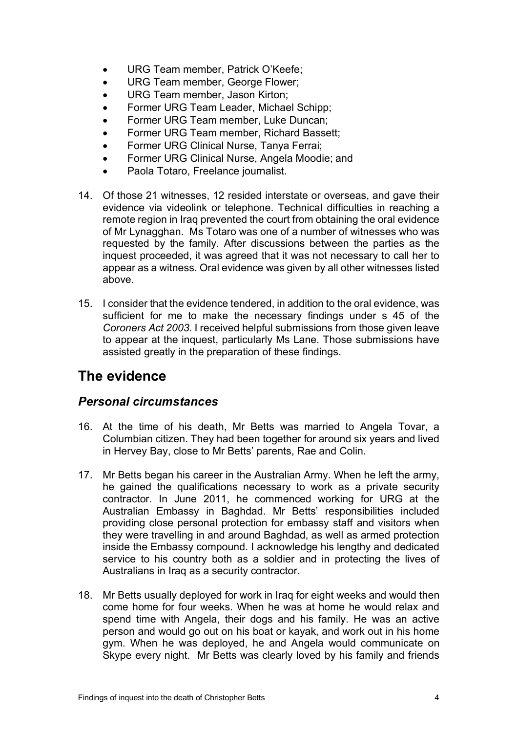- URG Team member, Patrick O'Keefe;
- URG Team member, George Flower;
- URG Team member, Jason Kirton;
- Former URG Team Leader, Michael Schipp;
- Former URG Team member, Luke Duncan;
- Former URG Team member, Richard Bassett;
- Former URG Clinical Nurse, Tanya Ferrai;
- Former URG Clinical Nurse, Angela Moodie; and
- Paola Totaro, Freelance journalist.

14. Of those 21 witnesses, 12 resided interstate or overseas, and gave their evidence via videolink or telephone. Technical difficulties in reaching a remote region in Iraq prevented the court from obtaining the oral evidence of Mr Lynagghan. Ms Totaro was one of a number of witnesses who was requested by the family. After discussions between the parties as the inquest proceeded, it was agreed that it was not necessary to call her to appear as a witness. Oral evidence was given by all other witnesses listed above.

15. I consider that the evidence tendered, in addition to the oral evidence, was sufficient for me to make the necessary findings under s 45 of the *Coroners Act 2003*. I received helpful submissions from those given leave to appear at the inquest, particularly Ms Lane. Those submissions have assisted greatly in the preparation of these findings.

## The evidence

### *Personal circumstances*

16. At the time of his death, Mr Betts was married to Angela Tovar, a Columbian citizen. They had been together for around six years and lived in Hervey Bay, close to Mr Betts' parents, Rae and Colin.

17. Mr Betts began his career in the Australian Army. When he left the army, he gained the qualifications necessary to work as a private security contractor. In June 2011, he commenced working for URG at the Australian Embassy in Baghdad. Mr Betts' responsibilities included providing close personal protection for embassy staff and visitors when they were travelling in and around Baghdad, as well as armed protection inside the Embassy compound. I acknowledge his lengthy and dedicated service to his country both as a soldier and in protecting the lives of Australians in Iraq as a security contractor.

18. Mr Betts usually deployed for work in Iraq for eight weeks and would then come home for four weeks. When he was at home he would relax and spend time with Angela, their dogs and his family. He was an active person and would go out on his boat or kayak, and work out in his home gym. When he was deployed, he and Angela would communicate on Skype every night. Mr Betts was clearly loved by his family and friends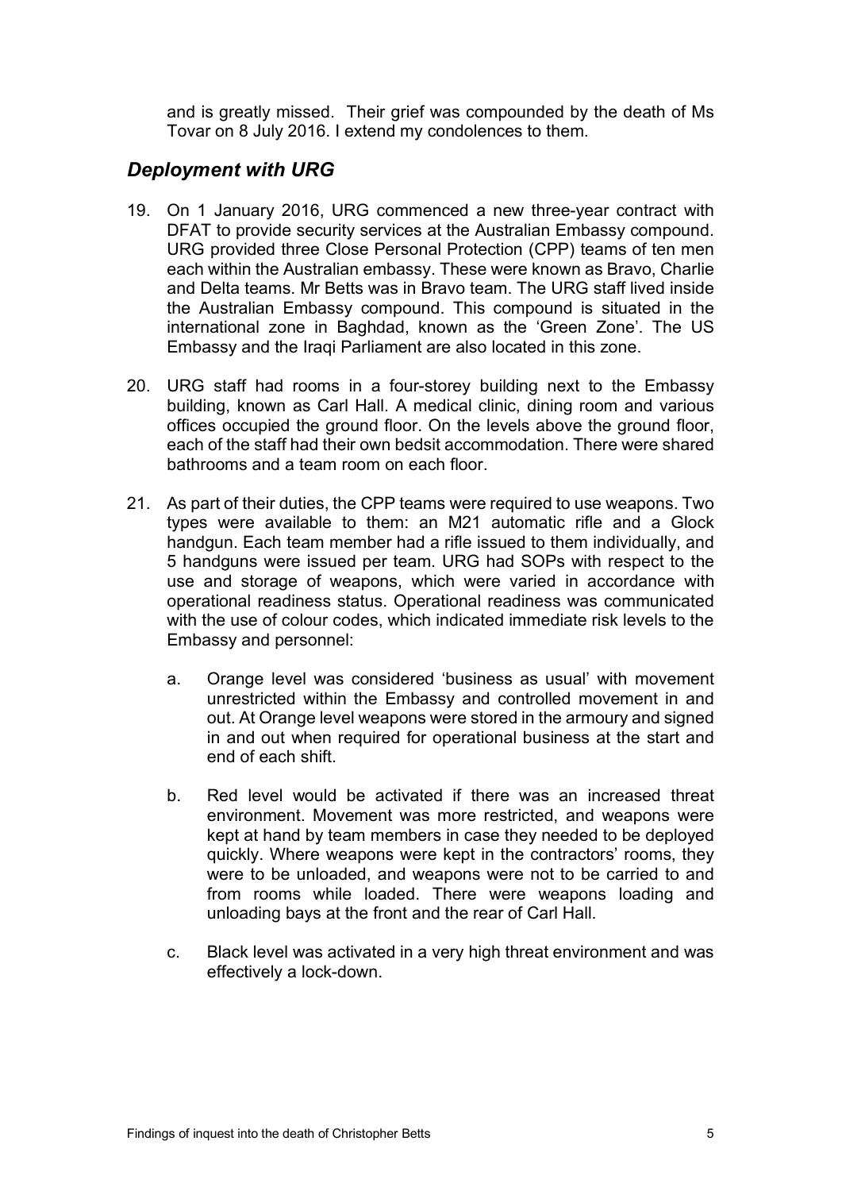and is greatly missed. Their grief was compounded by the death of Ms Tovar on 8 July 2016. I extend my condolences to them.

## *Deployment with URG*

19. On 1 January 2016, URG commenced a new three-year contract with DFAT to provide security services at the Australian Embassy compound. URG provided three Close Personal Protection (CPP) teams of ten men each within the Australian embassy. These were known as Bravo, Charlie and Delta teams. Mr Betts was in Bravo team. The URG staff lived inside the Australian Embassy compound. This compound is situated in the international zone in Baghdad, known as the 'Green Zone'. The US Embassy and the Iraqi Parliament are also located in this zone.

20. URG staff had rooms in a four-storey building next to the Embassy building, known as Carl Hall. A medical clinic, dining room and various offices occupied the ground floor. On the levels above the ground floor, each of the staff had their own bedsit accommodation. There were shared bathrooms and a team room on each floor.

21. As part of their duties, the CPP teams were required to use weapons. Two types were available to them: an M21 automatic rifle and a Glock handgun. Each team member had a rifle issued to them individually, and 5 handguns were issued per team. URG had SOPs with respect to the use and storage of weapons, which were varied in accordance with operational readiness status. Operational readiness was communicated with the use of colour codes, which indicated immediate risk levels to the Embassy and personnel:

    a. Orange level was considered 'business as usual' with movement unrestricted within the Embassy and controlled movement in and out. At Orange level weapons were stored in the armoury and signed in and out when required for operational business at the start and end of each shift.

    b. Red level would be activated if there was an increased threat environment. Movement was more restricted, and weapons were kept at hand by team members in case they needed to be deployed quickly. Where weapons were kept in the contractors' rooms, they were to be unloaded, and weapons were not to be carried to and from rooms while loaded. There were weapons loading and unloading bays at the front and the rear of Carl Hall.

    c. Black level was activated in a very high threat environment and was effectively a lock-down.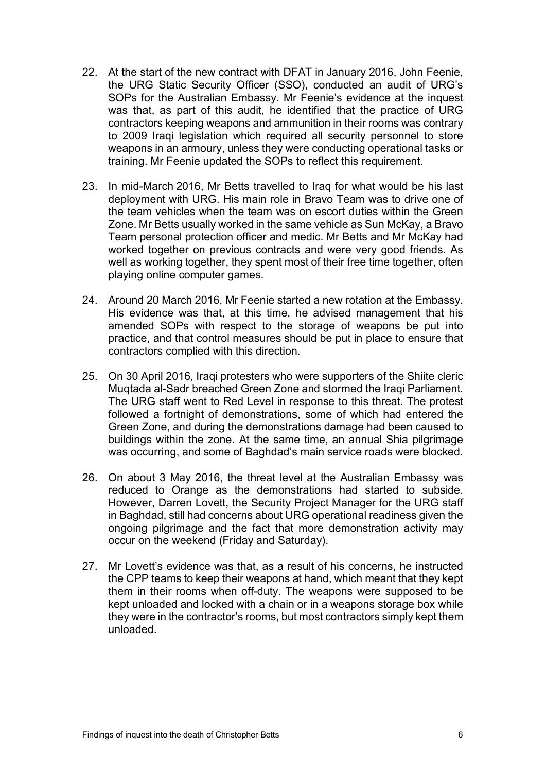22. At the start of the new contract with DFAT in January 2016, John Feenie, the URG Static Security Officer (SSO), conducted an audit of URG's SOPs for the Australian Embassy. Mr Feenie's evidence at the inquest was that, as part of this audit, he identified that the practice of URG contractors keeping weapons and ammunition in their rooms was contrary to 2009 Iraqi legislation which required all security personnel to store weapons in an armoury, unless they were conducting operational tasks or training. Mr Feenie updated the SOPs to reflect this requirement.

23. In mid-March 2016, Mr Betts travelled to Iraq for what would be his last deployment with URG. His main role in Bravo Team was to drive one of the team vehicles when the team was on escort duties within the Green Zone. Mr Betts usually worked in the same vehicle as Sun McKay, a Bravo Team personal protection officer and medic. Mr Betts and Mr McKay had worked together on previous contracts and were very good friends. As well as working together, they spent most of their free time together, often playing online computer games.

24. Around 20 March 2016, Mr Feenie started a new rotation at the Embassy. His evidence was that, at this time, he advised management that his amended SOPs with respect to the storage of weapons be put into practice, and that control measures should be put in place to ensure that contractors complied with this direction.

25. On 30 April 2016, Iraqi protesters who were supporters of the Shiite cleric Muqtada al-Sadr breached Green Zone and stormed the Iraqi Parliament. The URG staff went to Red Level in response to this threat. The protest followed a fortnight of demonstrations, some of which had entered the Green Zone, and during the demonstrations damage had been caused to buildings within the zone. At the same time, an annual Shia pilgrimage was occurring, and some of Baghdad's main service roads were blocked.

26. On about 3 May 2016, the threat level at the Australian Embassy was reduced to Orange as the demonstrations had started to subside. However, Darren Lovett, the Security Project Manager for the URG staff in Baghdad, still had concerns about URG operational readiness given the ongoing pilgrimage and the fact that more demonstration activity may occur on the weekend (Friday and Saturday).

27. Mr Lovett's evidence was that, as a result of his concerns, he instructed the CPP teams to keep their weapons at hand, which meant that they kept them in their rooms when off-duty. The weapons were supposed to be kept unloaded and locked with a chain or in a weapons storage box while they were in the contractor's rooms, but most contractors simply kept them unloaded.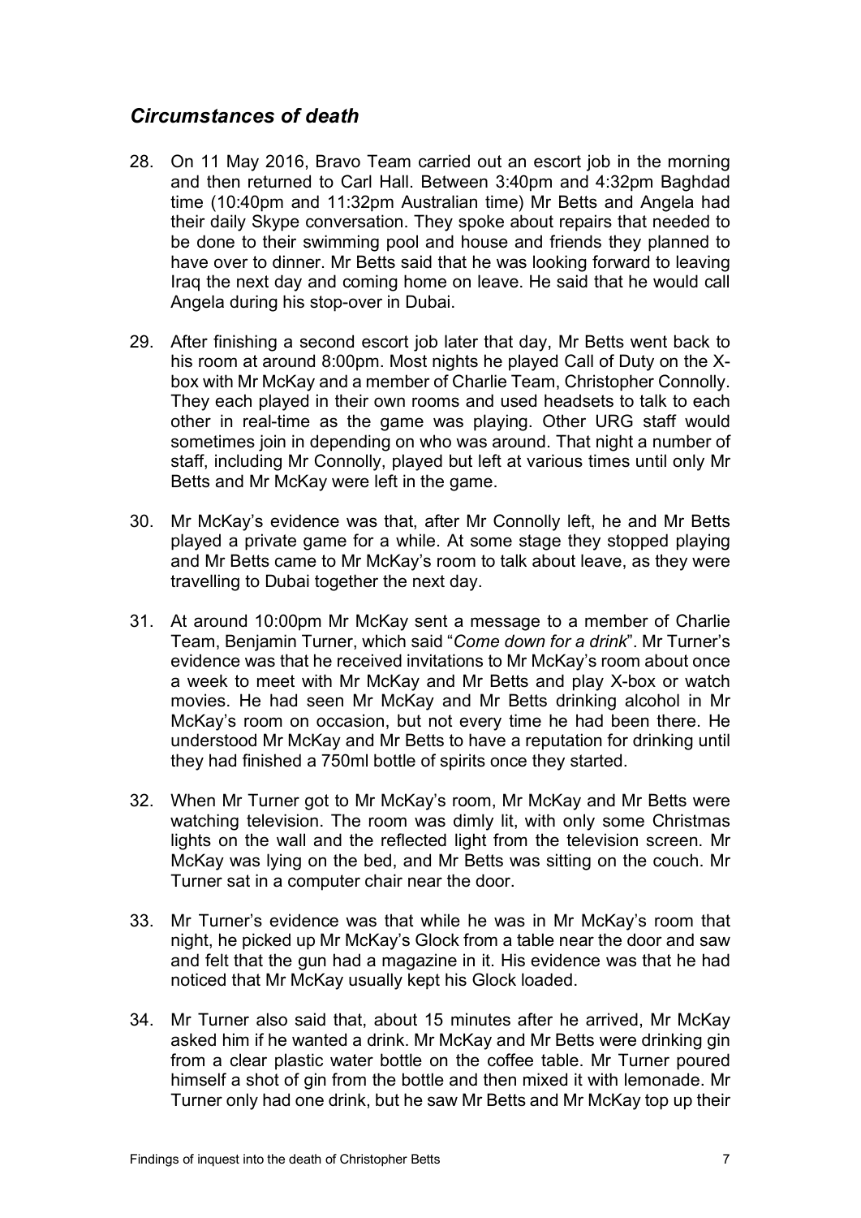## *Circumstances of death*

28. On 11 May 2016, Bravo Team carried out an escort job in the morning and then returned to Carl Hall. Between 3:40pm and 4:32pm Baghdad time (10:40pm and 11:32pm Australian time) Mr Betts and Angela had their daily Skype conversation. They spoke about repairs that needed to be done to their swimming pool and house and friends they planned to have over to dinner. Mr Betts said that he was looking forward to leaving Iraq the next day and coming home on leave. He said that he would call Angela during his stop-over in Dubai.

29. After finishing a second escort job later that day, Mr Betts went back to his room at around 8:00pm. Most nights he played Call of Duty on the X-box with Mr McKay and a member of Charlie Team, Christopher Connolly. They each played in their own rooms and used headsets to talk to each other in real-time as the game was playing. Other URG staff would sometimes join in depending on who was around. That night a number of staff, including Mr Connolly, played but left at various times until only Mr Betts and Mr McKay were left in the game.

30. Mr McKay's evidence was that, after Mr Connolly left, he and Mr Betts played a private game for a while. At some stage they stopped playing and Mr Betts came to Mr McKay's room to talk about leave, as they were travelling to Dubai together the next day.

31. At around 10:00pm Mr McKay sent a message to a member of Charlie Team, Benjamin Turner, which said "*Come down for a drink*". Mr Turner's evidence was that he received invitations to Mr McKay's room about once a week to meet with Mr McKay and Mr Betts and play X-box or watch movies. He had seen Mr McKay and Mr Betts drinking alcohol in Mr McKay's room on occasion, but not every time he had been there. He understood Mr McKay and Mr Betts to have a reputation for drinking until they had finished a 750ml bottle of spirits once they started.

32. When Mr Turner got to Mr McKay's room, Mr McKay and Mr Betts were watching television. The room was dimly lit, with only some Christmas lights on the wall and the reflected light from the television screen. Mr McKay was lying on the bed, and Mr Betts was sitting on the couch. Mr Turner sat in a computer chair near the door.

33. Mr Turner's evidence was that while he was in Mr McKay's room that night, he picked up Mr McKay's Glock from a table near the door and saw and felt that the gun had a magazine in it. His evidence was that he had noticed that Mr McKay usually kept his Glock loaded.

34. Mr Turner also said that, about 15 minutes after he arrived, Mr McKay asked him if he wanted a drink. Mr McKay and Mr Betts were drinking gin from a clear plastic water bottle on the coffee table. Mr Turner poured himself a shot of gin from the bottle and then mixed it with lemonade. Mr Turner only had one drink, but he saw Mr Betts and Mr McKay top up their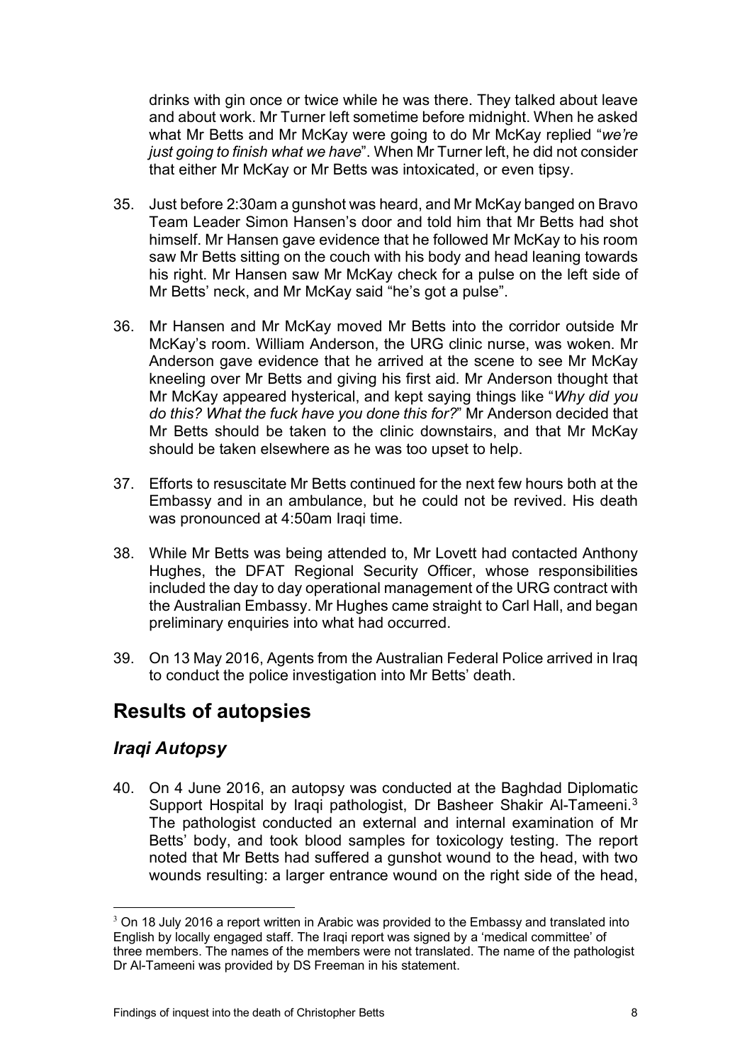drinks with gin once or twice while he was there. They talked about leave and about work. Mr Turner left sometime before midnight. When he asked what Mr Betts and Mr McKay were going to do Mr McKay replied "*we're just going to finish what we have*". When Mr Turner left, he did not consider that either Mr McKay or Mr Betts was intoxicated, or even tipsy.

35. Just before 2:30am a gunshot was heard, and Mr McKay banged on Bravo Team Leader Simon Hansen's door and told him that Mr Betts had shot himself. Mr Hansen gave evidence that he followed Mr McKay to his room saw Mr Betts sitting on the couch with his body and head leaning towards his right. Mr Hansen saw Mr McKay check for a pulse on the left side of Mr Betts' neck, and Mr McKay said "he's got a pulse".

36. Mr Hansen and Mr McKay moved Mr Betts into the corridor outside Mr McKay's room. William Anderson, the URG clinic nurse, was woken. Mr Anderson gave evidence that he arrived at the scene to see Mr McKay kneeling over Mr Betts and giving his first aid. Mr Anderson thought that Mr McKay appeared hysterical, and kept saying things like "*Why did you do this? What the fuck have you done this for?*" Mr Anderson decided that Mr Betts should be taken to the clinic downstairs, and that Mr McKay should be taken elsewhere as he was too upset to help.

37. Efforts to resuscitate Mr Betts continued for the next few hours both at the Embassy and in an ambulance, but he could not be revived. His death was pronounced at 4:50am Iraqi time.

38. While Mr Betts was being attended to, Mr Lovett had contacted Anthony Hughes, the DFAT Regional Security Officer, whose responsibilities included the day to day operational management of the URG contract with the Australian Embassy. Mr Hughes came straight to Carl Hall, and began preliminary enquiries into what had occurred.

39. On 13 May 2016, Agents from the Australian Federal Police arrived in Iraq to conduct the police investigation into Mr Betts' death.

## Results of autopsies

### *Iraqi Autopsy*

40. On 4 June 2016, an autopsy was conducted at the Baghdad Diplomatic Support Hospital by Iraqi pathologist, Dr Basheer Shakir Al-Tameeni.[3] The pathologist conducted an external and internal examination of Mr Betts' body, and took blood samples for toxicology testing. The report noted that Mr Betts had suffered a gunshot wound to the head, with two wounds resulting: a larger entrance wound on the right side of the head,

[3] On 18 July 2016 a report written in Arabic was provided to the Embassy and translated into English by locally engaged staff. The Iraqi report was signed by a 'medical committee' of three members. The names of the members were not translated. The name of the pathologist Dr Al-Tameeni was provided by DS Freeman in his statement.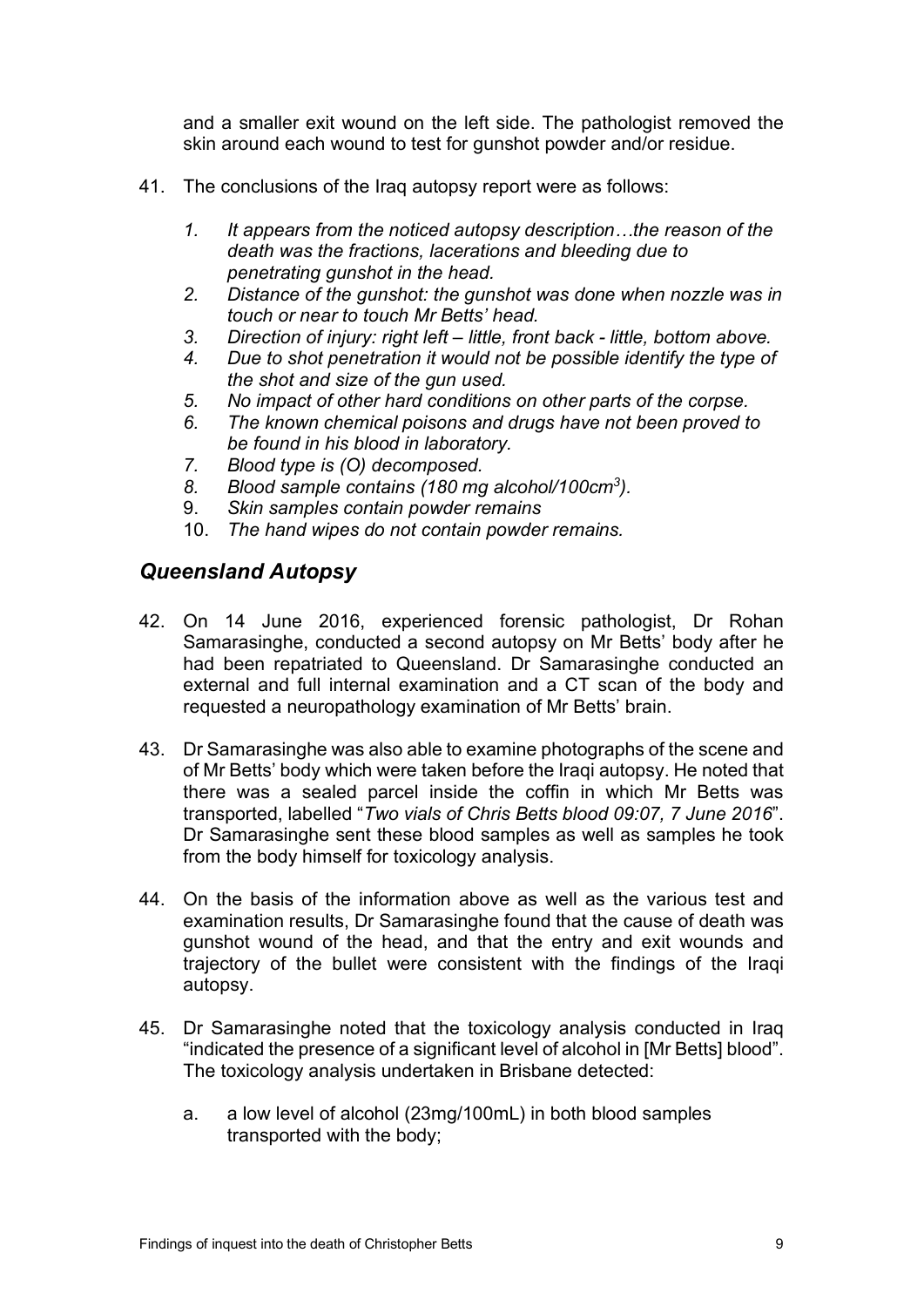and a smaller exit wound on the left side. The pathologist removed the skin around each wound to test for gunshot powder and/or residue.

41. The conclusions of the Iraq autopsy report were as follows:

    1. *It appears from the noticed autopsy description…the reason of the death was the fractions, lacerations and bleeding due to penetrating gunshot in the head.*
    2. *Distance of the gunshot: the gunshot was done when nozzle was in touch or near to touch Mr Betts' head.*
    3. *Direction of injury: right left – little, front back - little, bottom above.*
    4. *Due to shot penetration it would not be possible identify the type of the shot and size of the gun used.*
    5. *No impact of other hard conditions on other parts of the corpse.*
    6. *The known chemical poisons and drugs have not been proved to be found in his blood in laboratory.*
    7. *Blood type is (O) decomposed.*
    8. *Blood sample contains (180 mg alcohol/100cm$^3$).*
    9. *Skin samples contain powder remains*
    10. *The hand wipes do not contain powder remains.*

## *Queensland Autopsy*

42. On 14 June 2016, experienced forensic pathologist, Dr Rohan Samarasinghe, conducted a second autopsy on Mr Betts' body after he had been repatriated to Queensland. Dr Samarasinghe conducted an external and full internal examination and a CT scan of the body and requested a neuropathology examination of Mr Betts' brain.

43. Dr Samarasinghe was also able to examine photographs of the scene and of Mr Betts' body which were taken before the Iraqi autopsy. He noted that there was a sealed parcel inside the coffin in which Mr Betts was transported, labelled "*Two vials of Chris Betts blood 09:07, 7 June 2016*". Dr Samarasinghe sent these blood samples as well as samples he took from the body himself for toxicology analysis.

44. On the basis of the information above as well as the various test and examination results, Dr Samarasinghe found that the cause of death was gunshot wound of the head, and that the entry and exit wounds and trajectory of the bullet were consistent with the findings of the Iraqi autopsy.

45. Dr Samarasinghe noted that the toxicology analysis conducted in Iraq "indicated the presence of a significant level of alcohol in [Mr Betts] blood". The toxicology analysis undertaken in Brisbane detected:

    a. a low level of alcohol (23mg/100mL) in both blood samples transported with the body;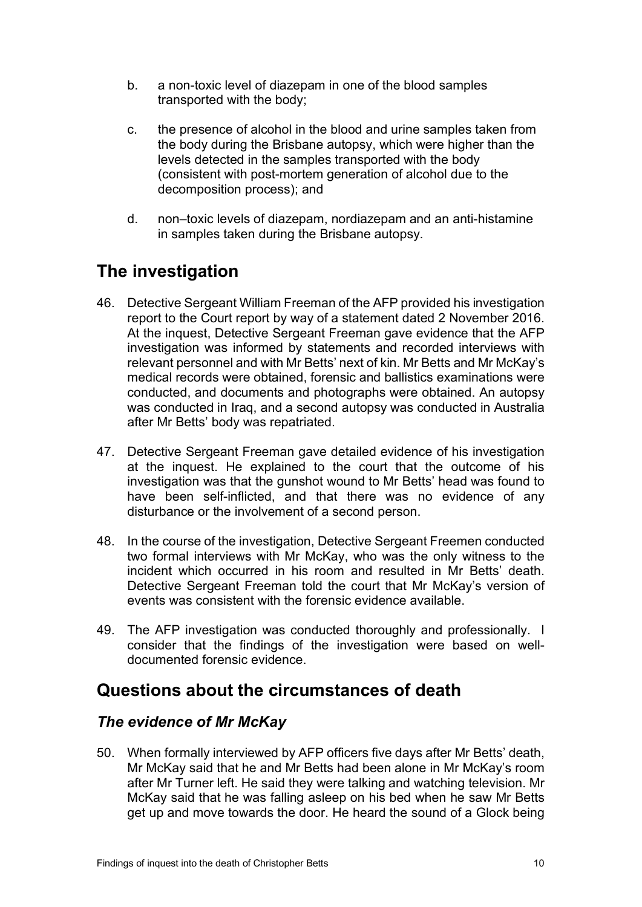b. a non-toxic level of diazepam in one of the blood samples transported with the body;

c. the presence of alcohol in the blood and urine samples taken from the body during the Brisbane autopsy, which were higher than the levels detected in the samples transported with the body (consistent with post-mortem generation of alcohol due to the decomposition process); and

d. non–toxic levels of diazepam, nordiazepam and an anti-histamine in samples taken during the Brisbane autopsy.

## The investigation

46. Detective Sergeant William Freeman of the AFP provided his investigation report to the Court report by way of a statement dated 2 November 2016. At the inquest, Detective Sergeant Freeman gave evidence that the AFP investigation was informed by statements and recorded interviews with relevant personnel and with Mr Betts' next of kin. Mr Betts and Mr McKay's medical records were obtained, forensic and ballistics examinations were conducted, and documents and photographs were obtained. An autopsy was conducted in Iraq, and a second autopsy was conducted in Australia after Mr Betts' body was repatriated.

47. Detective Sergeant Freeman gave detailed evidence of his investigation at the inquest. He explained to the court that the outcome of his investigation was that the gunshot wound to Mr Betts' head was found to have been self-inflicted, and that there was no evidence of any disturbance or the involvement of a second person.

48. In the course of the investigation, Detective Sergeant Freemen conducted two formal interviews with Mr McKay, who was the only witness to the incident which occurred in his room and resulted in Mr Betts' death. Detective Sergeant Freeman told the court that Mr McKay's version of events was consistent with the forensic evidence available.

49. The AFP investigation was conducted thoroughly and professionally. I consider that the findings of the investigation were based on well-documented forensic evidence.

## Questions about the circumstances of death

### *The evidence of Mr McKay*

50. When formally interviewed by AFP officers five days after Mr Betts' death, Mr McKay said that he and Mr Betts had been alone in Mr McKay's room after Mr Turner left. He said they were talking and watching television. Mr McKay said that he was falling asleep on his bed when he saw Mr Betts get up and move towards the door. He heard the sound of a Glock being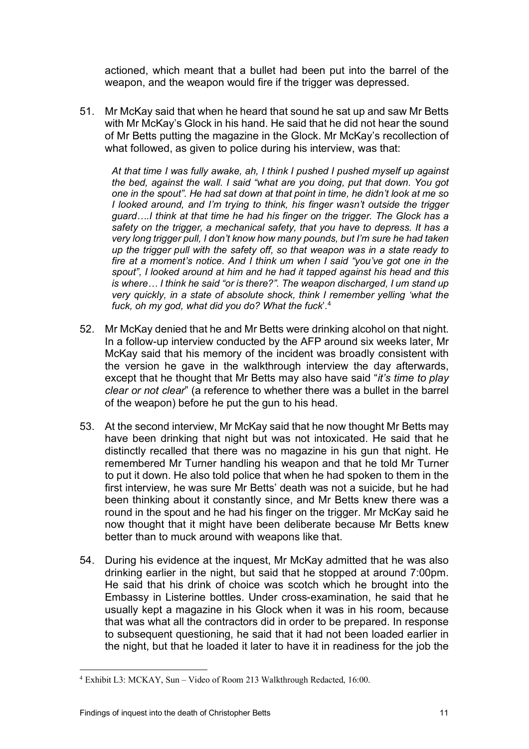actioned, which meant that a bullet had been put into the barrel of the weapon, and the weapon would fire if the trigger was depressed.

51. Mr McKay said that when he heard that sound he sat up and saw Mr Betts with Mr McKay's Glock in his hand. He said that he did not hear the sound of Mr Betts putting the magazine in the Glock. Mr McKay's recollection of what followed, as given to police during his interview, was that:

    *At that time I was fully awake, ah, I think I pushed I pushed myself up against the bed, against the wall. I said "what are you doing, put that down. You got one in the spout". He had sat down at that point in time, he didn't look at me so I looked around, and I'm trying to think, his finger wasn't outside the trigger guard….I think at that time he had his finger on the trigger. The Glock has a safety on the trigger, a mechanical safety, that you have to depress. It has a very long trigger pull, I don't know how many pounds, but I'm sure he had taken up the trigger pull with the safety off, so that weapon was in a state ready to fire at a moment's notice. And I think um when I said "you've got one in the spout", I looked around at him and he had it tapped against his head and this is where… I think he said "or is there?". The weapon discharged, I um stand up very quickly, in a state of absolute shock, think I remember yelling 'what the fuck, oh my god, what did you do? What the fuck'*.[4]

52. Mr McKay denied that he and Mr Betts were drinking alcohol on that night. In a follow-up interview conducted by the AFP around six weeks later, Mr McKay said that his memory of the incident was broadly consistent with the version he gave in the walkthrough interview the day afterwards, except that he thought that Mr Betts may also have said "*it's time to play clear or not clear*" (a reference to whether there was a bullet in the barrel of the weapon) before he put the gun to his head.

53. At the second interview, Mr McKay said that he now thought Mr Betts may have been drinking that night but was not intoxicated. He said that he distinctly recalled that there was no magazine in his gun that night. He remembered Mr Turner handling his weapon and that he told Mr Turner to put it down. He also told police that when he had spoken to them in the first interview, he was sure Mr Betts' death was not a suicide, but he had been thinking about it constantly since, and Mr Betts knew there was a round in the spout and he had his finger on the trigger. Mr McKay said he now thought that it might have been deliberate because Mr Betts knew better than to muck around with weapons like that.

54. During his evidence at the inquest, Mr McKay admitted that he was also drinking earlier in the night, but said that he stopped at around 7:00pm. He said that his drink of choice was scotch which he brought into the Embassy in Listerine bottles. Under cross-examination, he said that he usually kept a magazine in his Glock when it was in his room, because that was what all the contractors did in order to be prepared. In response to subsequent questioning, he said that it had not been loaded earlier in the night, but that he loaded it later to have it in readiness for the job the

---

[4] Exhibit L3: MCKAY, Sun – Video of Room 213 Walkthrough Redacted, 16:00.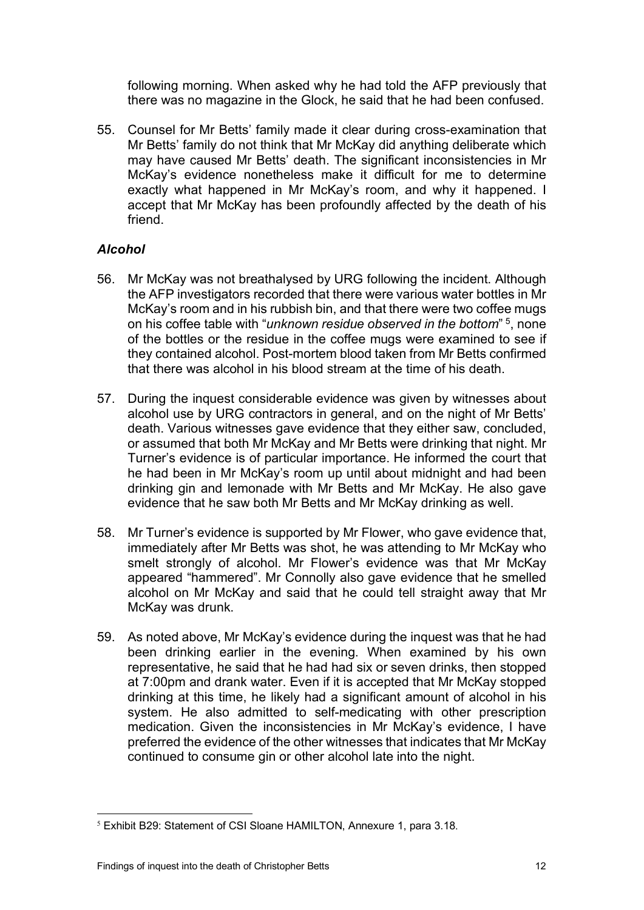following morning. When asked why he had told the AFP previously that there was no magazine in the Glock, he said that he had been confused.

55. Counsel for Mr Betts' family made it clear during cross-examination that Mr Betts' family do not think that Mr McKay did anything deliberate which may have caused Mr Betts' death. The significant inconsistencies in Mr McKay's evidence nonetheless make it difficult for me to determine exactly what happened in Mr McKay's room, and why it happened. I accept that Mr McKay has been profoundly affected by the death of his friend.

### *Alcohol*

56. Mr McKay was not breathalysed by URG following the incident. Although the AFP investigators recorded that there were various water bottles in Mr McKay's room and in his rubbish bin, and that there were two coffee mugs on his coffee table with "*unknown residue observed in the bottom*" [5], none of the bottles or the residue in the coffee mugs were examined to see if they contained alcohol. Post-mortem blood taken from Mr Betts confirmed that there was alcohol in his blood stream at the time of his death.

57. During the inquest considerable evidence was given by witnesses about alcohol use by URG contractors in general, and on the night of Mr Betts' death. Various witnesses gave evidence that they either saw, concluded, or assumed that both Mr McKay and Mr Betts were drinking that night. Mr Turner's evidence is of particular importance. He informed the court that he had been in Mr McKay's room up until about midnight and had been drinking gin and lemonade with Mr Betts and Mr McKay. He also gave evidence that he saw both Mr Betts and Mr McKay drinking as well.

58. Mr Turner's evidence is supported by Mr Flower, who gave evidence that, immediately after Mr Betts was shot, he was attending to Mr McKay who smelt strongly of alcohol. Mr Flower's evidence was that Mr McKay appeared "hammered". Mr Connolly also gave evidence that he smelled alcohol on Mr McKay and said that he could tell straight away that Mr McKay was drunk.

59. As noted above, Mr McKay's evidence during the inquest was that he had been drinking earlier in the evening. When examined by his own representative, he said that he had had six or seven drinks, then stopped at 7:00pm and drank water. Even if it is accepted that Mr McKay stopped drinking at this time, he likely had a significant amount of alcohol in his system. He also admitted to self-medicating with other prescription medication. Given the inconsistencies in Mr McKay's evidence, I have preferred the evidence of the other witnesses that indicates that Mr McKay continued to consume gin or other alcohol late into the night.

---

[5] Exhibit B29: Statement of CSI Sloane HAMILTON, Annexure 1, para 3.18.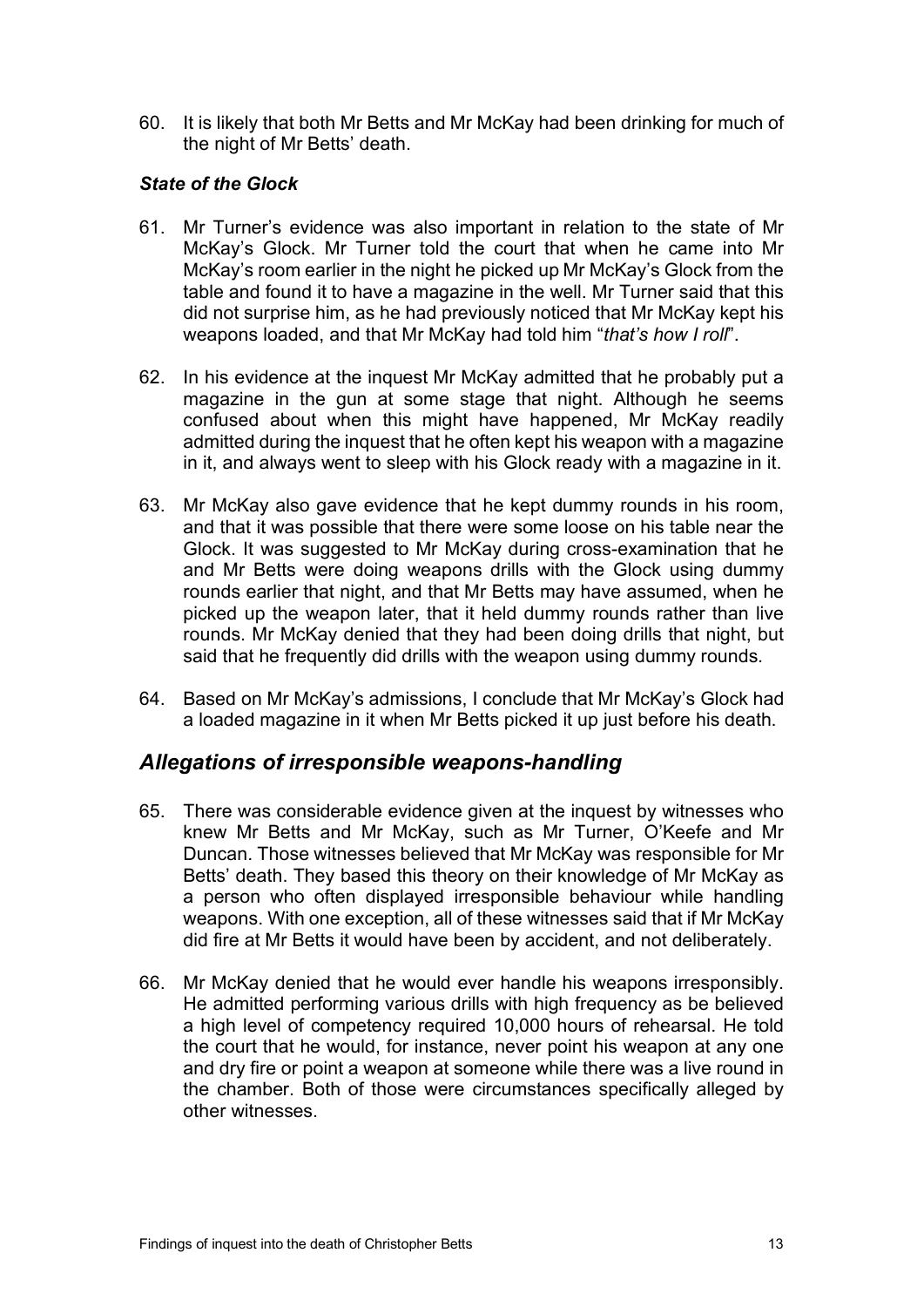60. It is likely that both Mr Betts and Mr McKay had been drinking for much of the night of Mr Betts' death.

### *State of the Glock*

61. Mr Turner's evidence was also important in relation to the state of Mr McKay's Glock. Mr Turner told the court that when he came into Mr McKay's room earlier in the night he picked up Mr McKay's Glock from the table and found it to have a magazine in the well. Mr Turner said that this did not surprise him, as he had previously noticed that Mr McKay kept his weapons loaded, and that Mr McKay had told him "*that's how I roll*".

62. In his evidence at the inquest Mr McKay admitted that he probably put a magazine in the gun at some stage that night. Although he seems confused about when this might have happened, Mr McKay readily admitted during the inquest that he often kept his weapon with a magazine in it, and always went to sleep with his Glock ready with a magazine in it.

63. Mr McKay also gave evidence that he kept dummy rounds in his room, and that it was possible that there were some loose on his table near the Glock. It was suggested to Mr McKay during cross-examination that he and Mr Betts were doing weapons drills with the Glock using dummy rounds earlier that night, and that Mr Betts may have assumed, when he picked up the weapon later, that it held dummy rounds rather than live rounds. Mr McKay denied that they had been doing drills that night, but said that he frequently did drills with the weapon using dummy rounds.

64. Based on Mr McKay's admissions, I conclude that Mr McKay's Glock had a loaded magazine in it when Mr Betts picked it up just before his death.

## *Allegations of irresponsible weapons-handling*

65. There was considerable evidence given at the inquest by witnesses who knew Mr Betts and Mr McKay, such as Mr Turner, O'Keefe and Mr Duncan. Those witnesses believed that Mr McKay was responsible for Mr Betts' death. They based this theory on their knowledge of Mr McKay as a person who often displayed irresponsible behaviour while handling weapons. With one exception, all of these witnesses said that if Mr McKay did fire at Mr Betts it would have been by accident, and not deliberately.

66. Mr McKay denied that he would ever handle his weapons irresponsibly. He admitted performing various drills with high frequency as be believed a high level of competency required 10,000 hours of rehearsal. He told the court that he would, for instance, never point his weapon at any one and dry fire or point a weapon at someone while there was a live round in the chamber. Both of those were circumstances specifically alleged by other witnesses.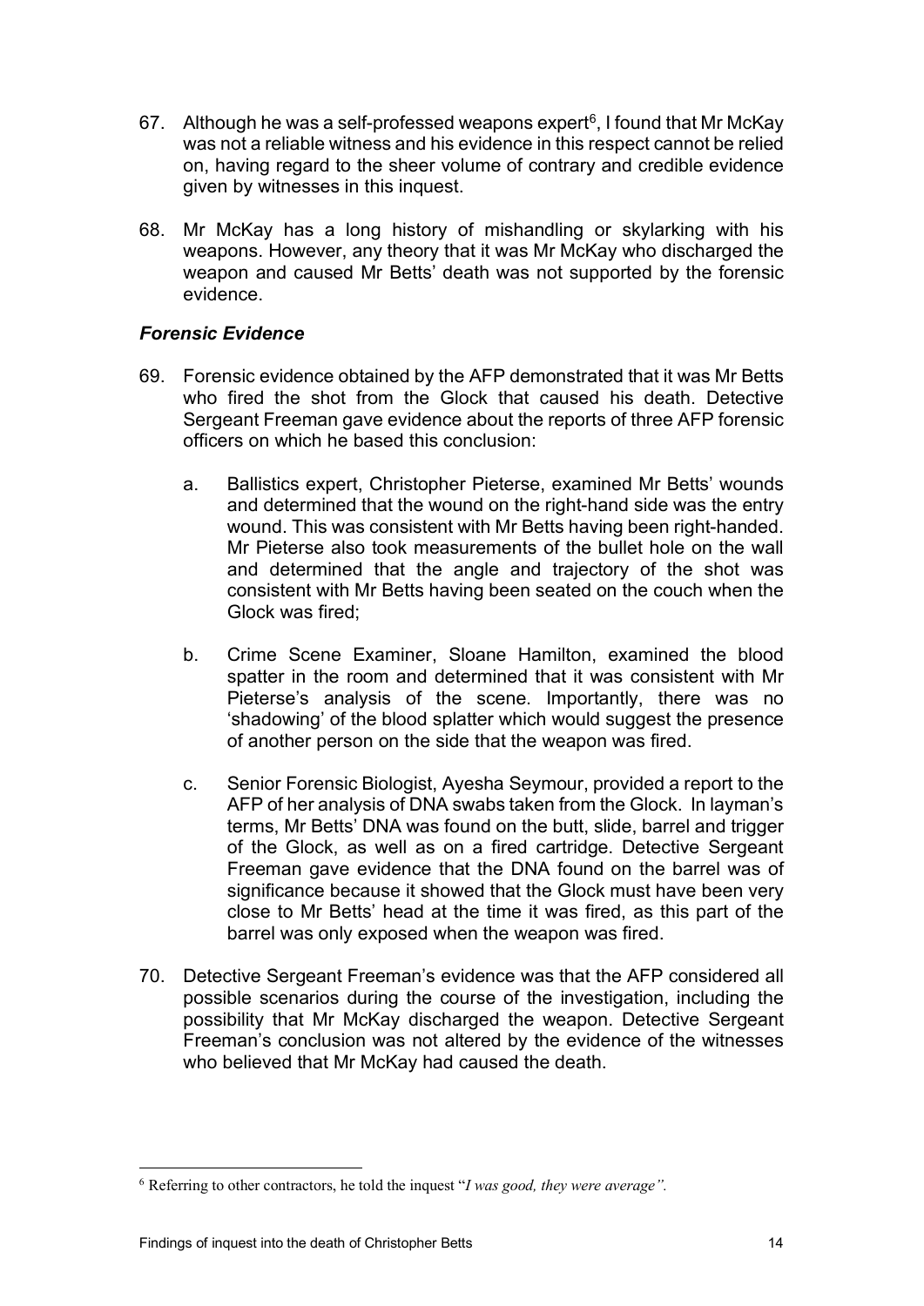67. Although he was a self-professed weapons expert[6], I found that Mr McKay was not a reliable witness and his evidence in this respect cannot be relied on, having regard to the sheer volume of contrary and credible evidence given by witnesses in this inquest.

68. Mr McKay has a long history of mishandling or skylarking with his weapons. However, any theory that it was Mr McKay who discharged the weapon and caused Mr Betts' death was not supported by the forensic evidence.

### *Forensic Evidence*

69. Forensic evidence obtained by the AFP demonstrated that it was Mr Betts who fired the shot from the Glock that caused his death. Detective Sergeant Freeman gave evidence about the reports of three AFP forensic officers on which he based this conclusion:

    a. Ballistics expert, Christopher Pieterse, examined Mr Betts' wounds and determined that the wound on the right-hand side was the entry wound. This was consistent with Mr Betts having been right-handed. Mr Pieterse also took measurements of the bullet hole on the wall and determined that the angle and trajectory of the shot was consistent with Mr Betts having been seated on the couch when the Glock was fired;

    b. Crime Scene Examiner, Sloane Hamilton, examined the blood spatter in the room and determined that it was consistent with Mr Pieterse's analysis of the scene. Importantly, there was no 'shadowing' of the blood splatter which would suggest the presence of another person on the side that the weapon was fired.

    c. Senior Forensic Biologist, Ayesha Seymour, provided a report to the AFP of her analysis of DNA swabs taken from the Glock. In layman's terms, Mr Betts' DNA was found on the butt, slide, barrel and trigger of the Glock, as well as on a fired cartridge. Detective Sergeant Freeman gave evidence that the DNA found on the barrel was of significance because it showed that the Glock must have been very close to Mr Betts' head at the time it was fired, as this part of the barrel was only exposed when the weapon was fired.

70. Detective Sergeant Freeman's evidence was that the AFP considered all possible scenarios during the course of the investigation, including the possibility that Mr McKay discharged the weapon. Detective Sergeant Freeman's conclusion was not altered by the evidence of the witnesses who believed that Mr McKay had caused the death.

---

[6] Referring to other contractors, he told the inquest "*I was good, they were average".*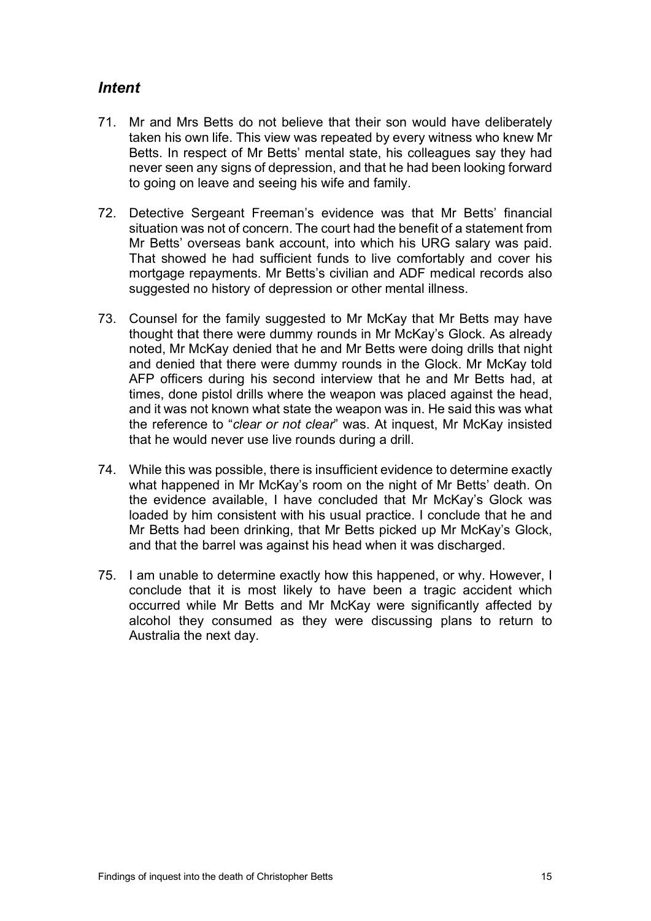## *Intent*

71. Mr and Mrs Betts do not believe that their son would have deliberately taken his own life. This view was repeated by every witness who knew Mr Betts. In respect of Mr Betts' mental state, his colleagues say they had never seen any signs of depression, and that he had been looking forward to going on leave and seeing his wife and family.

72. Detective Sergeant Freeman's evidence was that Mr Betts' financial situation was not of concern. The court had the benefit of a statement from Mr Betts' overseas bank account, into which his URG salary was paid. That showed he had sufficient funds to live comfortably and cover his mortgage repayments. Mr Betts's civilian and ADF medical records also suggested no history of depression or other mental illness.

73. Counsel for the family suggested to Mr McKay that Mr Betts may have thought that there were dummy rounds in Mr McKay's Glock. As already noted, Mr McKay denied that he and Mr Betts were doing drills that night and denied that there were dummy rounds in the Glock. Mr McKay told AFP officers during his second interview that he and Mr Betts had, at times, done pistol drills where the weapon was placed against the head, and it was not known what state the weapon was in. He said this was what the reference to "*clear or not clear*" was. At inquest, Mr McKay insisted that he would never use live rounds during a drill.

74. While this was possible, there is insufficient evidence to determine exactly what happened in Mr McKay's room on the night of Mr Betts' death. On the evidence available, I have concluded that Mr McKay's Glock was loaded by him consistent with his usual practice. I conclude that he and Mr Betts had been drinking, that Mr Betts picked up Mr McKay's Glock, and that the barrel was against his head when it was discharged.

75. I am unable to determine exactly how this happened, or why. However, I conclude that it is most likely to have been a tragic accident which occurred while Mr Betts and Mr McKay were significantly affected by alcohol they consumed as they were discussing plans to return to Australia the next day.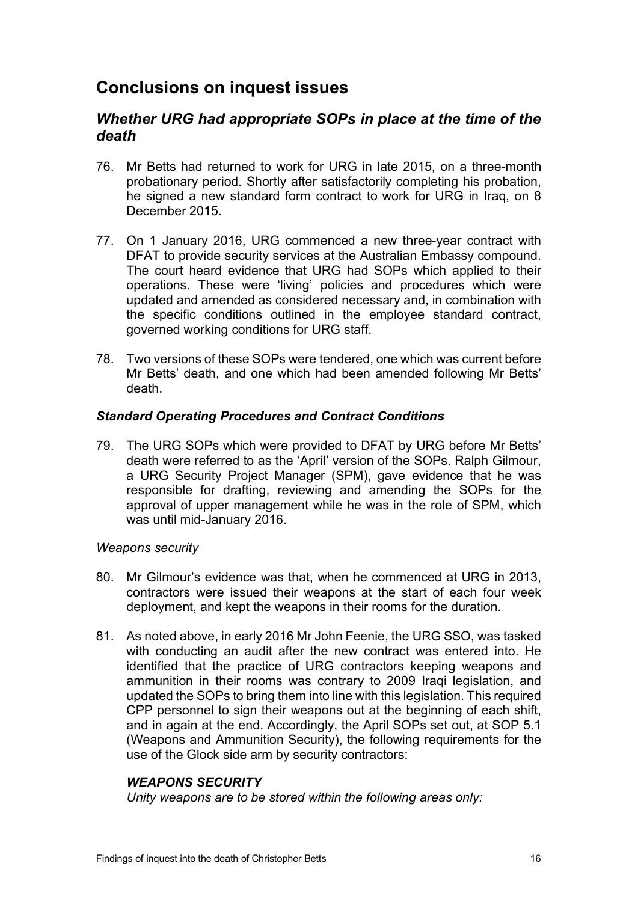## Conclusions on inquest issues

### *Whether URG had appropriate SOPs in place at the time of the death*

76. Mr Betts had returned to work for URG in late 2015, on a three-month probationary period. Shortly after satisfactorily completing his probation, he signed a new standard form contract to work for URG in Iraq, on 8 December 2015.

77. On 1 January 2016, URG commenced a new three-year contract with DFAT to provide security services at the Australian Embassy compound. The court heard evidence that URG had SOPs which applied to their operations. These were 'living' policies and procedures which were updated and amended as considered necessary and, in combination with the specific conditions outlined in the employee standard contract, governed working conditions for URG staff.

78. Two versions of these SOPs were tendered, one which was current before Mr Betts' death, and one which had been amended following Mr Betts' death.

#### *Standard Operating Procedures and Contract Conditions*

79. The URG SOPs which were provided to DFAT by URG before Mr Betts' death were referred to as the 'April' version of the SOPs. Ralph Gilmour, a URG Security Project Manager (SPM), gave evidence that he was responsible for drafting, reviewing and amending the SOPs for the approval of upper management while he was in the role of SPM, which was until mid-January 2016.

*Weapons security*

80. Mr Gilmour's evidence was that, when he commenced at URG in 2013, contractors were issued their weapons at the start of each four week deployment, and kept the weapons in their rooms for the duration.

81. As noted above, in early 2016 Mr John Feenie, the URG SSO, was tasked with conducting an audit after the new contract was entered into. He identified that the practice of URG contractors keeping weapons and ammunition in their rooms was contrary to 2009 Iraqi legislation, and updated the SOPs to bring them into line with this legislation. This required CPP personnel to sign their weapons out at the beginning of each shift, and in again at the end. Accordingly, the April SOPs set out, at SOP 5.1 (Weapons and Ammunition Security), the following requirements for the use of the Glock side arm by security contractors:

    ***WEAPONS SECURITY***

    *Unity weapons are to be stored within the following areas only:*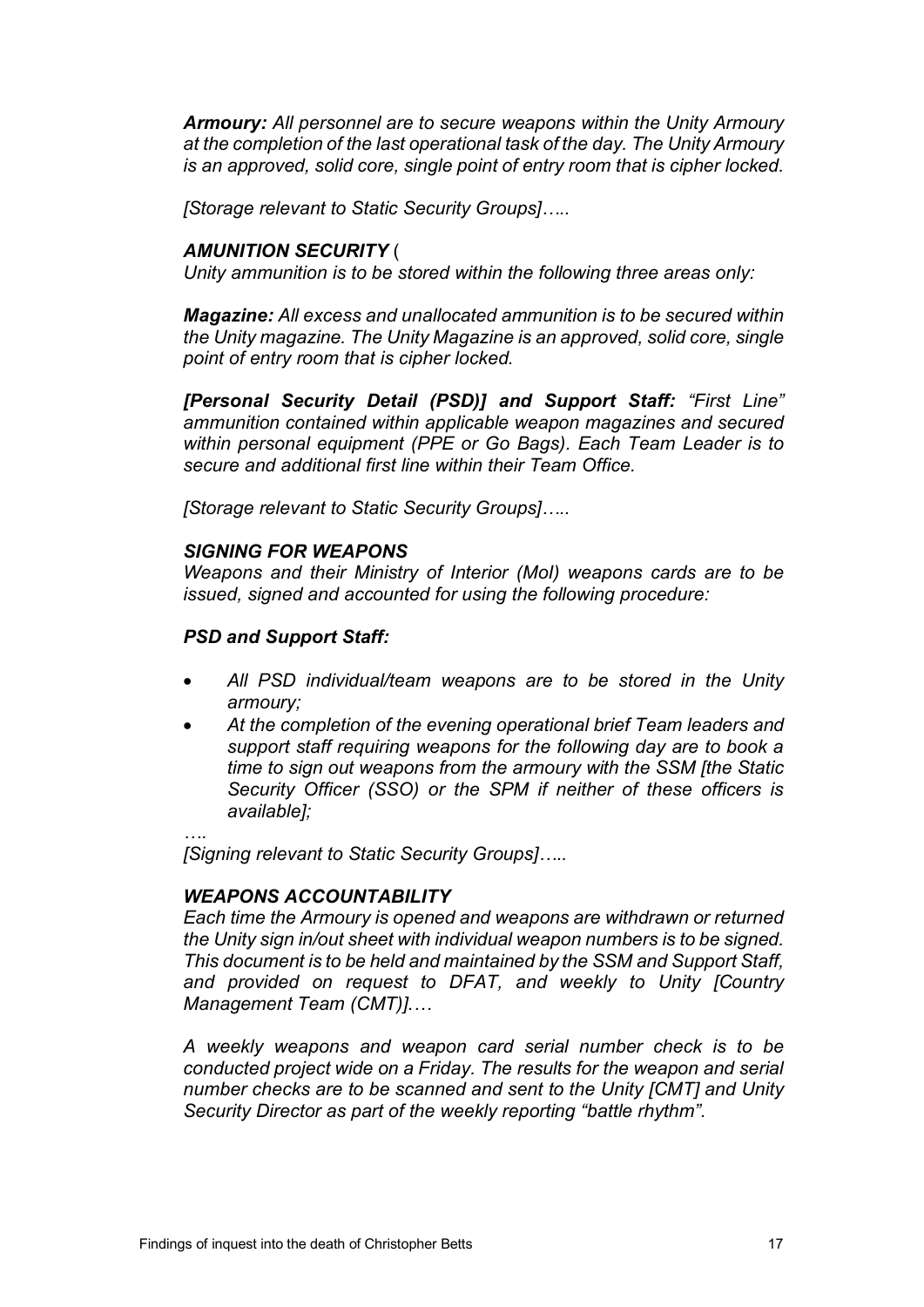***Armoury:*** *All personnel are to secure weapons within the Unity Armoury at the completion of the last operational task of the day. The Unity Armoury is an approved, solid core, single point of entry room that is cipher locked.*

*[Storage relevant to Static Security Groups]…..*

***AMUNITION SECURITY*** (
*Unity ammunition is to be stored within the following three areas only:*

***Magazine:*** *All excess and unallocated ammunition is to be secured within the Unity magazine. The Unity Magazine is an approved, solid core, single point of entry room that is cipher locked.*

***[Personal Security Detail (PSD)] and Support Staff:*** *"First Line" ammunition contained within applicable weapon magazines and secured within personal equipment (PPE or Go Bags). Each Team Leader is to secure and additional first line within their Team Office.*

*[Storage relevant to Static Security Groups]…..*

***SIGNING FOR WEAPONS***
*Weapons and their Ministry of Interior (MoI) weapons cards are to be issued, signed and accounted for using the following procedure:*

***PSD and Support Staff:***

- *All PSD individual/team weapons are to be stored in the Unity armoury;*
- *At the completion of the evening operational brief Team leaders and support staff requiring weapons for the following day are to book a time to sign out weapons from the armoury with the SSM [the Static Security Officer (SSO) or the SPM if neither of these officers is available];*

*….*
*[Signing relevant to Static Security Groups]…..*

***WEAPONS ACCOUNTABILITY***
*Each time the Armoury is opened and weapons are withdrawn or returned the Unity sign in/out sheet with individual weapon numbers is to be signed. This document is to be held and maintained by the SSM and Support Staff, and provided on request to DFAT, and weekly to Unity [Country Management Team (CMT)].…*

*A weekly weapons and weapon card serial number check is to be conducted project wide on a Friday. The results for the weapon and serial number checks are to be scanned and sent to the Unity [CMT] and Unity Security Director as part of the weekly reporting "battle rhythm".*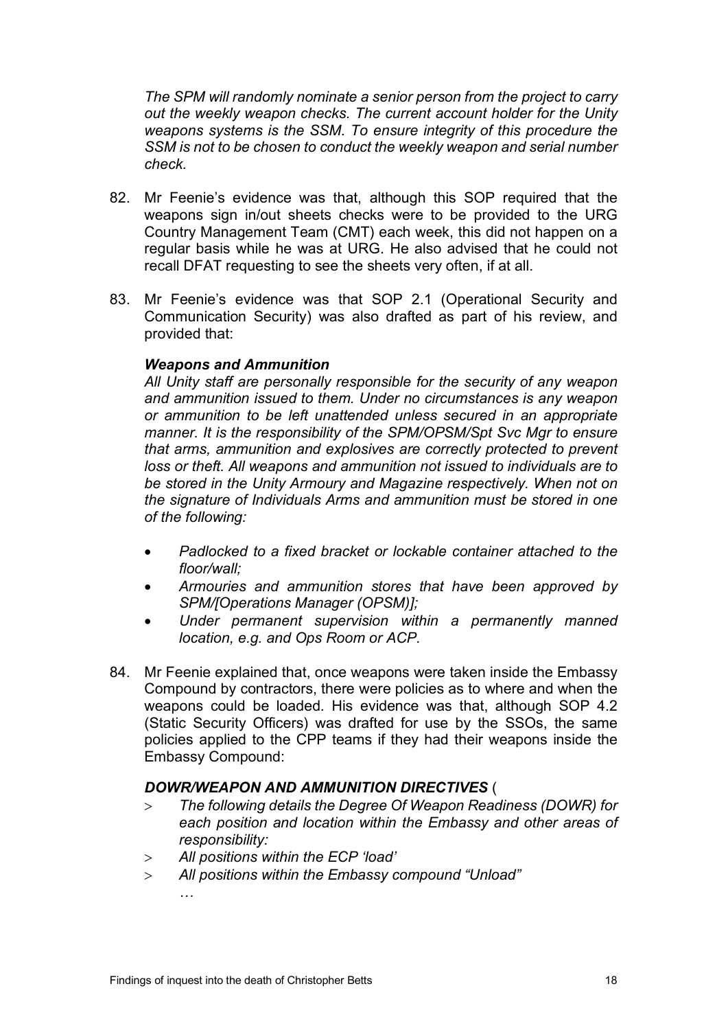*The SPM will randomly nominate a senior person from the project to carry out the weekly weapon checks. The current account holder for the Unity weapons systems is the SSM. To ensure integrity of this procedure the SSM is not to be chosen to conduct the weekly weapon and serial number check.*

82. Mr Feenie's evidence was that, although this SOP required that the weapons sign in/out sheets checks were to be provided to the URG Country Management Team (CMT) each week, this did not happen on a regular basis while he was at URG. He also advised that he could not recall DFAT requesting to see the sheets very often, if at all.

83. Mr Feenie's evidence was that SOP 2.1 (Operational Security and Communication Security) was also drafted as part of his review, and provided that:

***Weapons and Ammunition***

*All Unity staff are personally responsible for the security of any weapon and ammunition issued to them. Under no circumstances is any weapon or ammunition to be left unattended unless secured in an appropriate manner. It is the responsibility of the SPM/OPSM/Spt Svc Mgr to ensure that arms, ammunition and explosives are correctly protected to prevent loss or theft. All weapons and ammunition not issued to individuals are to be stored in the Unity Armoury and Magazine respectively. When not on the signature of Individuals Arms and ammunition must be stored in one of the following:*

- *Padlocked to a fixed bracket or lockable container attached to the floor/wall;*
- *Armouries and ammunition stores that have been approved by SPM/[Operations Manager (OPSM)];*
- *Under permanent supervision within a permanently manned location, e.g. and Ops Room or ACP.*

84. Mr Feenie explained that, once weapons were taken inside the Embassy Compound by contractors, there were policies as to where and when the weapons could be loaded. His evidence was that, although SOP 4.2 (Static Security Officers) was drafted for use by the SSOs, the same policies applied to the CPP teams if they had their weapons inside the Embassy Compound:

***DOWR/WEAPON AND AMMUNITION DIRECTIVES*** (

- > *The following details the Degree Of Weapon Readiness (DOWR) for each position and location within the Embassy and other areas of responsibility:*
- > *All positions within the ECP 'load'*
- > *All positions within the Embassy compound "Unload"*

  *…*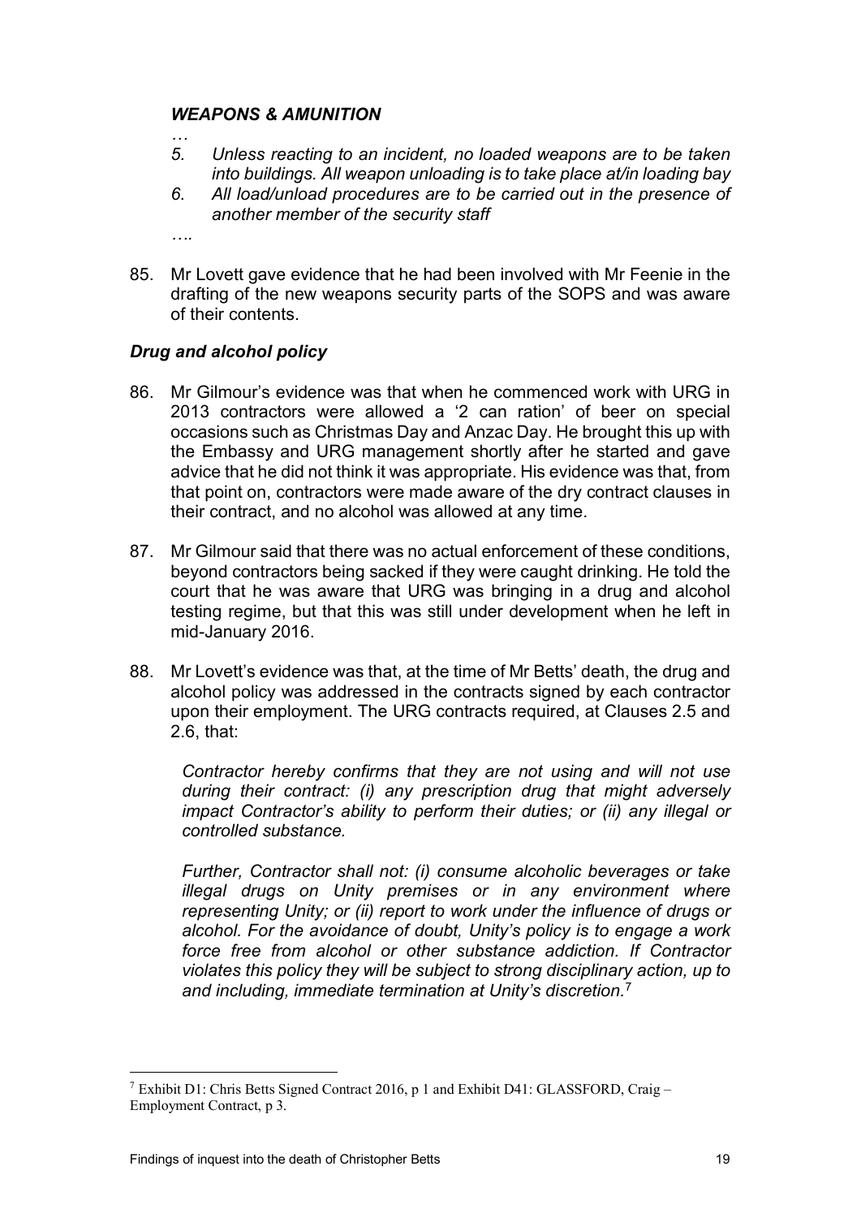***WEAPONS & AMUNITION***

*…*

*5. Unless reacting to an incident, no loaded weapons are to be taken into buildings. All weapon unloading is to take place at/in loading bay*

*6. All load/unload procedures are to be carried out in the presence of another member of the security staff*

*….*

85. Mr Lovett gave evidence that he had been involved with Mr Feenie in the drafting of the new weapons security parts of the SOPS and was aware of their contents.

### *Drug and alcohol policy*

86. Mr Gilmour's evidence was that when he commenced work with URG in 2013 contractors were allowed a '2 can ration' of beer on special occasions such as Christmas Day and Anzac Day. He brought this up with the Embassy and URG management shortly after he started and gave advice that he did not think it was appropriate. His evidence was that, from that point on, contractors were made aware of the dry contract clauses in their contract, and no alcohol was allowed at any time.

87. Mr Gilmour said that there was no actual enforcement of these conditions, beyond contractors being sacked if they were caught drinking. He told the court that he was aware that URG was bringing in a drug and alcohol testing regime, but that this was still under development when he left in mid-January 2016.

88. Mr Lovett's evidence was that, at the time of Mr Betts' death, the drug and alcohol policy was addressed in the contracts signed by each contractor upon their employment. The URG contracts required, at Clauses 2.5 and 2.6, that:

> *Contractor hereby confirms that they are not using and will not use during their contract: (i) any prescription drug that might adversely impact Contractor's ability to perform their duties; or (ii) any illegal or controlled substance.*
>
> *Further, Contractor shall not: (i) consume alcoholic beverages or take illegal drugs on Unity premises or in any environment where representing Unity; or (ii) report to work under the influence of drugs or alcohol. For the avoidance of doubt, Unity's policy is to engage a work force free from alcohol or other substance addiction. If Contractor violates this policy they will be subject to strong disciplinary action, up to and including, immediate termination at Unity's discretion.*[7]

---

[7] Exhibit D1: Chris Betts Signed Contract 2016, p 1 and Exhibit D41: GLASSFORD, Craig – Employment Contract, p 3.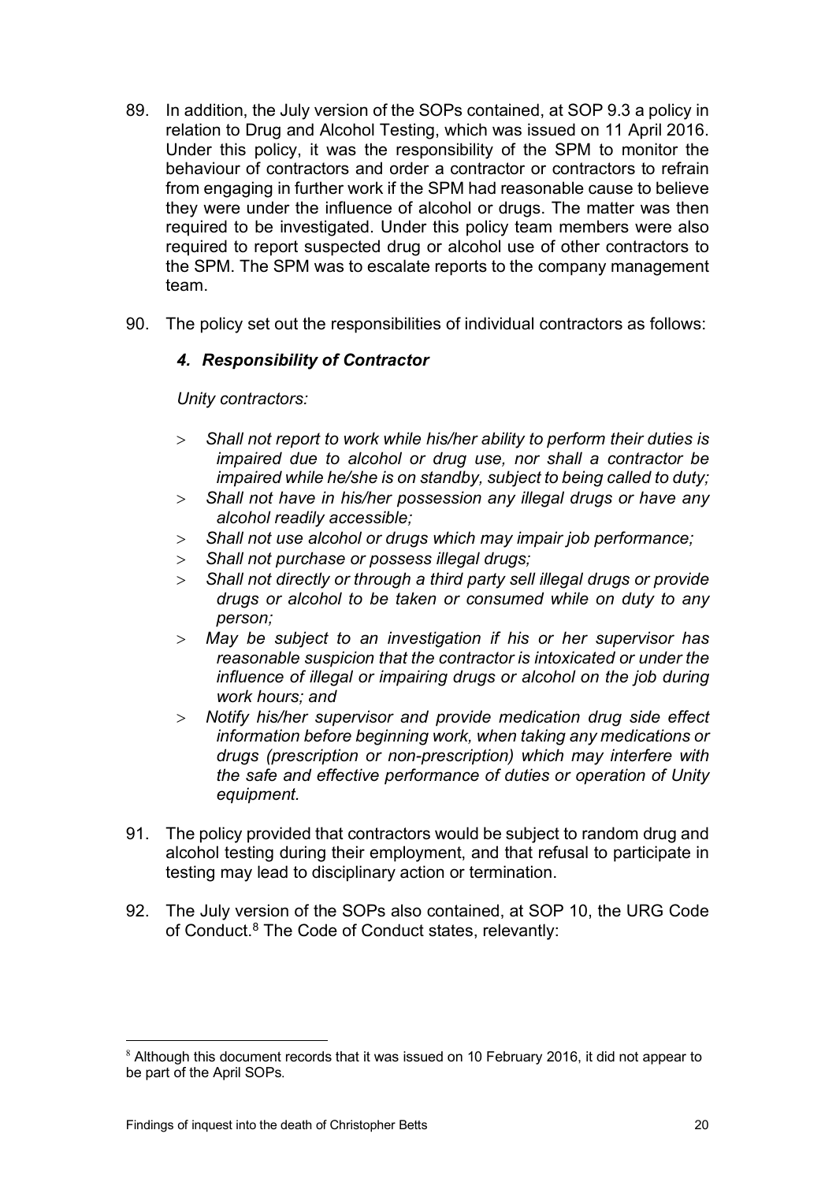89. In addition, the July version of the SOPs contained, at SOP 9.3 a policy in relation to Drug and Alcohol Testing, which was issued on 11 April 2016. Under this policy, it was the responsibility of the SPM to monitor the behaviour of contractors and order a contractor or contractors to refrain from engaging in further work if the SPM had reasonable cause to believe they were under the influence of alcohol or drugs. The matter was then required to be investigated. Under this policy team members were also required to report suspected drug or alcohol use of other contractors to the SPM. The SPM was to escalate reports to the company management team.

90. The policy set out the responsibilities of individual contractors as follows:

> ***4. Responsibility of Contractor***
>
> *Unity contractors:*
>
> - *Shall not report to work while his/her ability to perform their duties is impaired due to alcohol or drug use, nor shall a contractor be impaired while he/she is on standby, subject to being called to duty;*
> - *Shall not have in his/her possession any illegal drugs or have any alcohol readily accessible;*
> - *Shall not use alcohol or drugs which may impair job performance;*
> - *Shall not purchase or possess illegal drugs;*
> - *Shall not directly or through a third party sell illegal drugs or provide drugs or alcohol to be taken or consumed while on duty to any person;*
> - *May be subject to an investigation if his or her supervisor has reasonable suspicion that the contractor is intoxicated or under the influence of illegal or impairing drugs or alcohol on the job during work hours; and*
> - *Notify his/her supervisor and provide medication drug side effect information before beginning work, when taking any medications or drugs (prescription or non-prescription) which may interfere with the safe and effective performance of duties or operation of Unity equipment.*

91. The policy provided that contractors would be subject to random drug and alcohol testing during their employment, and that refusal to participate in testing may lead to disciplinary action or termination.

92. The July version of the SOPs also contained, at SOP 10, the URG Code of Conduct.[8] The Code of Conduct states, relevantly:

---

[8] Although this document records that it was issued on 10 February 2016, it did not appear to be part of the April SOPs.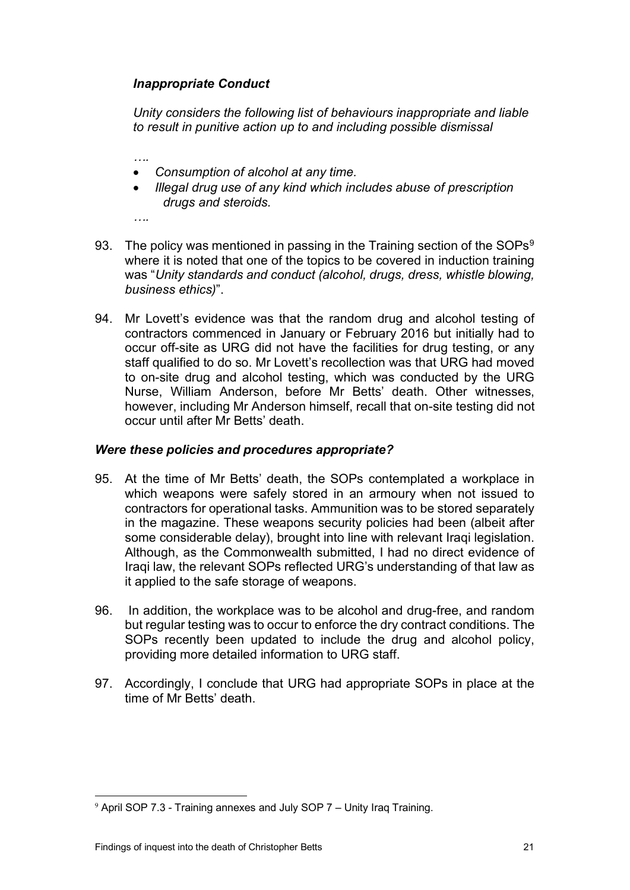*Inappropriate Conduct*

*Unity considers the following list of behaviours inappropriate and liable to result in punitive action up to and including possible dismissal*

*….*

- *Consumption of alcohol at any time.*
- *Illegal drug use of any kind which includes abuse of prescription drugs and steroids.*

*….*

93. The policy was mentioned in passing in the Training section of the SOPs[9] where it is noted that one of the topics to be covered in induction training was "*Unity standards and conduct (alcohol, drugs, dress, whistle blowing, business ethics)*".

94. Mr Lovett's evidence was that the random drug and alcohol testing of contractors commenced in January or February 2016 but initially had to occur off-site as URG did not have the facilities for drug testing, or any staff qualified to do so. Mr Lovett's recollection was that URG had moved to on-site drug and alcohol testing, which was conducted by the URG Nurse, William Anderson, before Mr Betts' death. Other witnesses, however, including Mr Anderson himself, recall that on-site testing did not occur until after Mr Betts' death.

### *Were these policies and procedures appropriate?*

95. At the time of Mr Betts' death, the SOPs contemplated a workplace in which weapons were safely stored in an armoury when not issued to contractors for operational tasks. Ammunition was to be stored separately in the magazine. These weapons security policies had been (albeit after some considerable delay), brought into line with relevant Iraqi legislation. Although, as the Commonwealth submitted, I had no direct evidence of Iraqi law, the relevant SOPs reflected URG's understanding of that law as it applied to the safe storage of weapons.

96. In addition, the workplace was to be alcohol and drug-free, and random but regular testing was to occur to enforce the dry contract conditions. The SOPs recently been updated to include the drug and alcohol policy, providing more detailed information to URG staff.

97. Accordingly, I conclude that URG had appropriate SOPs in place at the time of Mr Betts' death.

---

[9] April SOP 7.3 - Training annexes and July SOP 7 – Unity Iraq Training.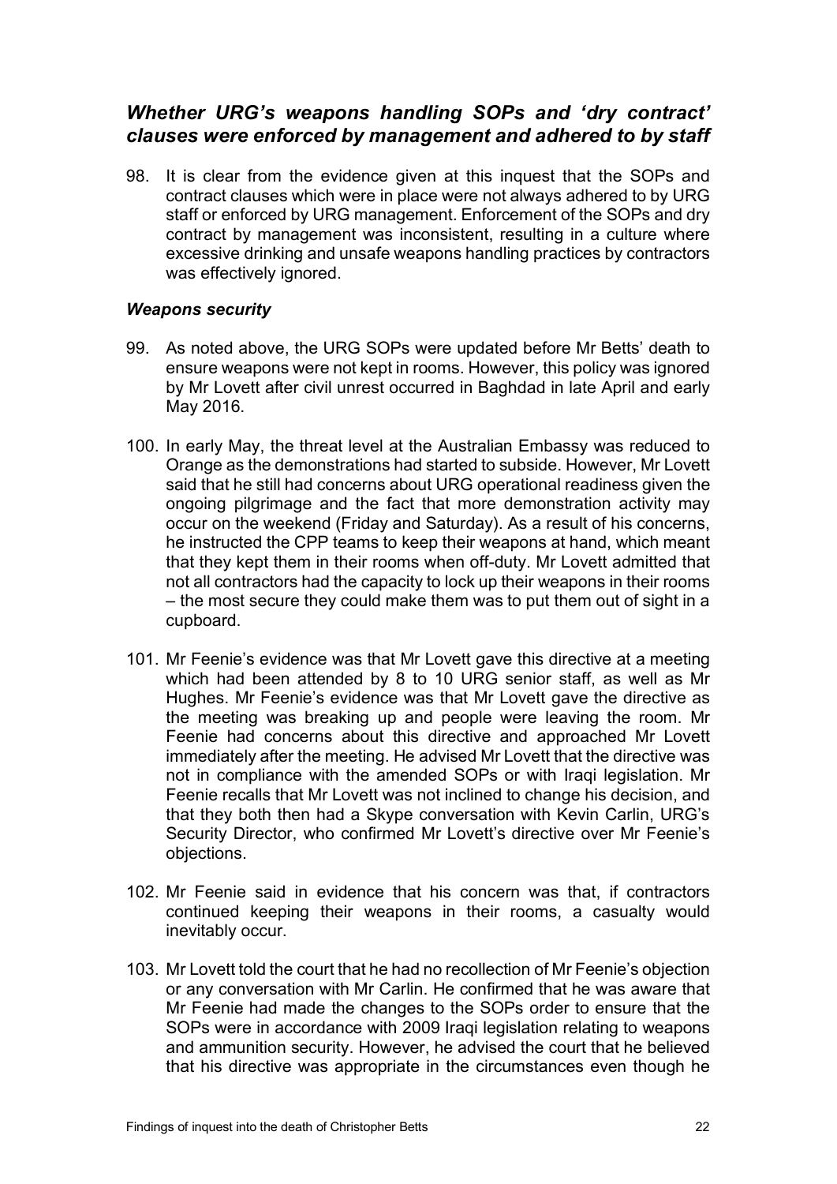## *Whether URG's weapons handling SOPs and 'dry contract' clauses were enforced by management and adhered to by staff*

98. It is clear from the evidence given at this inquest that the SOPs and contract clauses which were in place were not always adhered to by URG staff or enforced by URG management. Enforcement of the SOPs and dry contract by management was inconsistent, resulting in a culture where excessive drinking and unsafe weapons handling practices by contractors was effectively ignored.

### *Weapons security*

99. As noted above, the URG SOPs were updated before Mr Betts' death to ensure weapons were not kept in rooms. However, this policy was ignored by Mr Lovett after civil unrest occurred in Baghdad in late April and early May 2016.

100. In early May, the threat level at the Australian Embassy was reduced to Orange as the demonstrations had started to subside. However, Mr Lovett said that he still had concerns about URG operational readiness given the ongoing pilgrimage and the fact that more demonstration activity may occur on the weekend (Friday and Saturday). As a result of his concerns, he instructed the CPP teams to keep their weapons at hand, which meant that they kept them in their rooms when off-duty. Mr Lovett admitted that not all contractors had the capacity to lock up their weapons in their rooms – the most secure they could make them was to put them out of sight in a cupboard.

101. Mr Feenie's evidence was that Mr Lovett gave this directive at a meeting which had been attended by 8 to 10 URG senior staff, as well as Mr Hughes. Mr Feenie's evidence was that Mr Lovett gave the directive as the meeting was breaking up and people were leaving the room. Mr Feenie had concerns about this directive and approached Mr Lovett immediately after the meeting. He advised Mr Lovett that the directive was not in compliance with the amended SOPs or with Iraqi legislation. Mr Feenie recalls that Mr Lovett was not inclined to change his decision, and that they both then had a Skype conversation with Kevin Carlin, URG's Security Director, who confirmed Mr Lovett's directive over Mr Feenie's objections.

102. Mr Feenie said in evidence that his concern was that, if contractors continued keeping their weapons in their rooms, a casualty would inevitably occur.

103. Mr Lovett told the court that he had no recollection of Mr Feenie's objection or any conversation with Mr Carlin. He confirmed that he was aware that Mr Feenie had made the changes to the SOPs order to ensure that the SOPs were in accordance with 2009 Iraqi legislation relating to weapons and ammunition security. However, he advised the court that he believed that his directive was appropriate in the circumstances even though he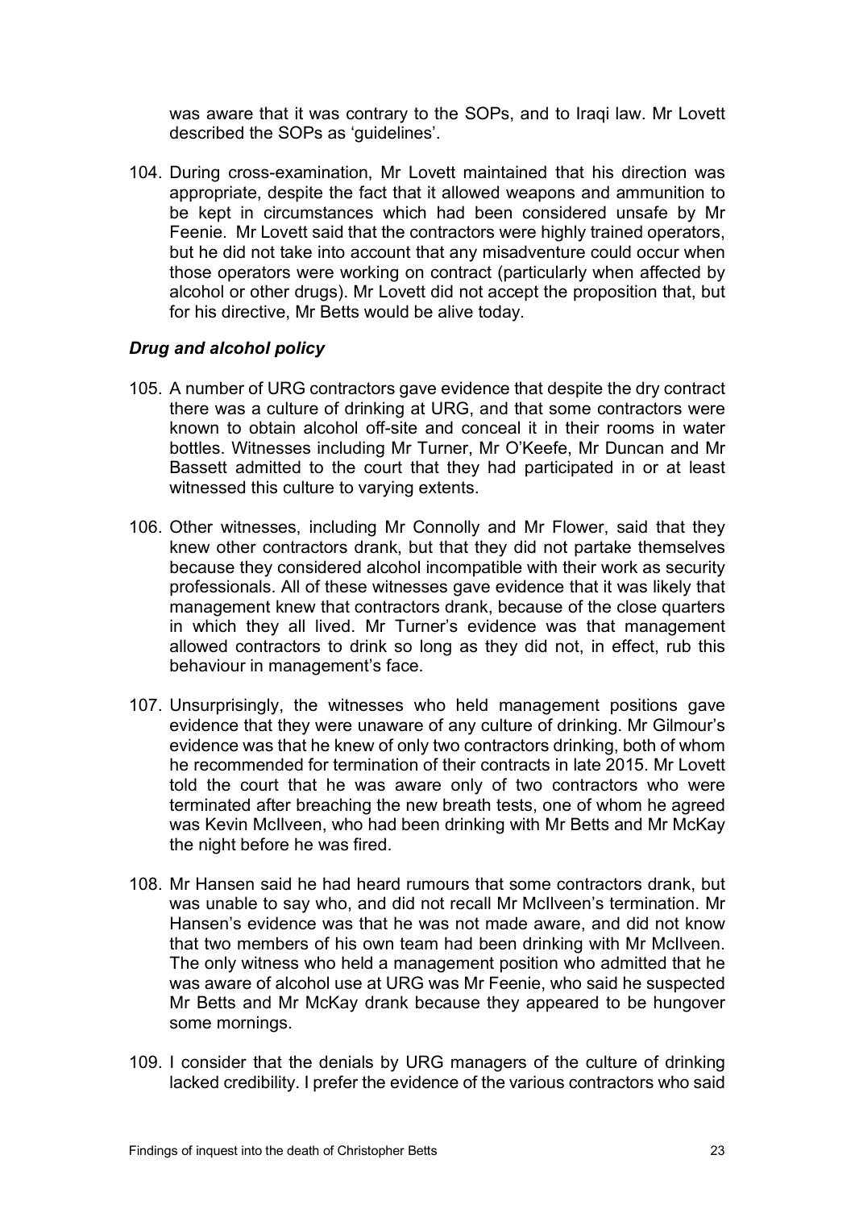was aware that it was contrary to the SOPs, and to Iraqi law. Mr Lovett described the SOPs as 'guidelines'.

104. During cross-examination, Mr Lovett maintained that his direction was appropriate, despite the fact that it allowed weapons and ammunition to be kept in circumstances which had been considered unsafe by Mr Feenie. Mr Lovett said that the contractors were highly trained operators, but he did not take into account that any misadventure could occur when those operators were working on contract (particularly when affected by alcohol or other drugs). Mr Lovett did not accept the proposition that, but for his directive, Mr Betts would be alive today.

### *Drug and alcohol policy*

105. A number of URG contractors gave evidence that despite the dry contract there was a culture of drinking at URG, and that some contractors were known to obtain alcohol off-site and conceal it in their rooms in water bottles. Witnesses including Mr Turner, Mr O'Keefe, Mr Duncan and Mr Bassett admitted to the court that they had participated in or at least witnessed this culture to varying extents.

106. Other witnesses, including Mr Connolly and Mr Flower, said that they knew other contractors drank, but that they did not partake themselves because they considered alcohol incompatible with their work as security professionals. All of these witnesses gave evidence that it was likely that management knew that contractors drank, because of the close quarters in which they all lived. Mr Turner's evidence was that management allowed contractors to drink so long as they did not, in effect, rub this behaviour in management's face.

107. Unsurprisingly, the witnesses who held management positions gave evidence that they were unaware of any culture of drinking. Mr Gilmour's evidence was that he knew of only two contractors drinking, both of whom he recommended for termination of their contracts in late 2015. Mr Lovett told the court that he was aware only of two contractors who were terminated after breaching the new breath tests, one of whom he agreed was Kevin McIlveen, who had been drinking with Mr Betts and Mr McKay the night before he was fired.

108. Mr Hansen said he had heard rumours that some contractors drank, but was unable to say who, and did not recall Mr McIlveen's termination. Mr Hansen's evidence was that he was not made aware, and did not know that two members of his own team had been drinking with Mr McIlveen. The only witness who held a management position who admitted that he was aware of alcohol use at URG was Mr Feenie, who said he suspected Mr Betts and Mr McKay drank because they appeared to be hungover some mornings.

109. I consider that the denials by URG managers of the culture of drinking lacked credibility. I prefer the evidence of the various contractors who said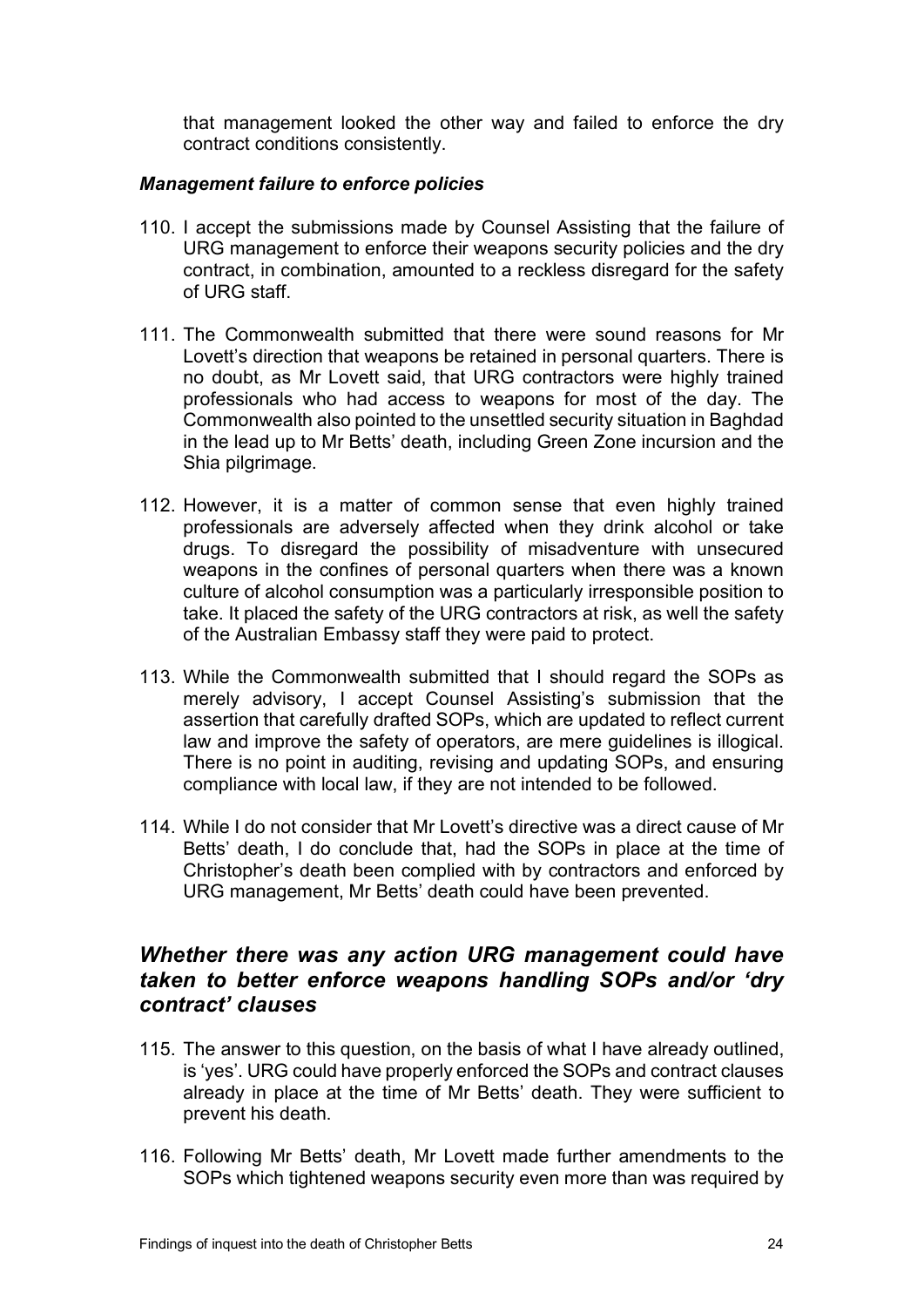that management looked the other way and failed to enforce the dry contract conditions consistently.

#### *Management failure to enforce policies*

110. I accept the submissions made by Counsel Assisting that the failure of URG management to enforce their weapons security policies and the dry contract, in combination, amounted to a reckless disregard for the safety of URG staff.

111. The Commonwealth submitted that there were sound reasons for Mr Lovett's direction that weapons be retained in personal quarters. There is no doubt, as Mr Lovett said, that URG contractors were highly trained professionals who had access to weapons for most of the day. The Commonwealth also pointed to the unsettled security situation in Baghdad in the lead up to Mr Betts' death, including Green Zone incursion and the Shia pilgrimage.

112. However, it is a matter of common sense that even highly trained professionals are adversely affected when they drink alcohol or take drugs. To disregard the possibility of misadventure with unsecured weapons in the confines of personal quarters when there was a known culture of alcohol consumption was a particularly irresponsible position to take. It placed the safety of the URG contractors at risk, as well the safety of the Australian Embassy staff they were paid to protect.

113. While the Commonwealth submitted that I should regard the SOPs as merely advisory, I accept Counsel Assisting's submission that the assertion that carefully drafted SOPs, which are updated to reflect current law and improve the safety of operators, are mere guidelines is illogical. There is no point in auditing, revising and updating SOPs, and ensuring compliance with local law, if they are not intended to be followed.

114. While I do not consider that Mr Lovett's directive was a direct cause of Mr Betts' death, I do conclude that, had the SOPs in place at the time of Christopher's death been complied with by contractors and enforced by URG management, Mr Betts' death could have been prevented.

## *Whether there was any action URG management could have taken to better enforce weapons handling SOPs and/or 'dry contract' clauses*

115. The answer to this question, on the basis of what I have already outlined, is 'yes'. URG could have properly enforced the SOPs and contract clauses already in place at the time of Mr Betts' death. They were sufficient to prevent his death.

116. Following Mr Betts' death, Mr Lovett made further amendments to the SOPs which tightened weapons security even more than was required by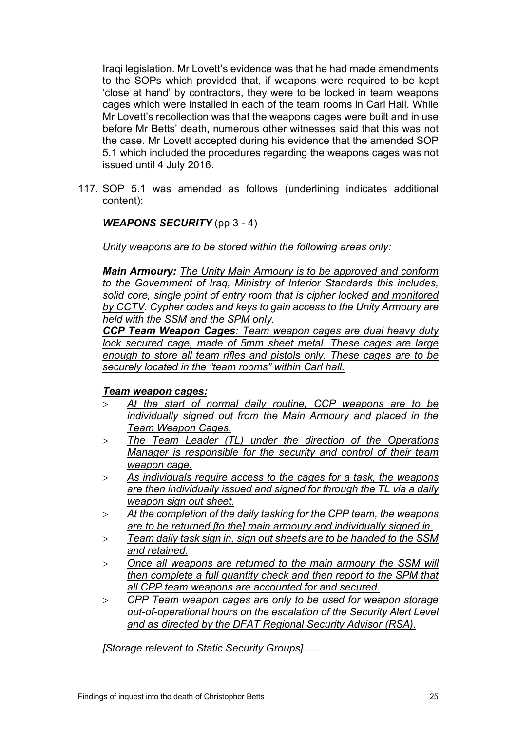Iraqi legislation. Mr Lovett's evidence was that he had made amendments to the SOPs which provided that, if weapons were required to be kept 'close at hand' by contractors, they were to be locked in team weapons cages which were installed in each of the team rooms in Carl Hall. While Mr Lovett's recollection was that the weapons cages were built and in use before Mr Betts' death, numerous other witnesses said that this was not the case. Mr Lovett accepted during his evidence that the amended SOP 5.1 which included the procedures regarding the weapons cages was not issued until 4 July 2016.

117. SOP 5.1 was amended as follows (underlining indicates additional content):

***WEAPONS SECURITY*** (pp 3 - 4)

*Unity weapons are to be stored within the following areas only:*

***Main Armoury:*** *<u>The Unity Main Armoury is to be approved and conform to the Government of Iraq, Ministry of Interior Standards this includes</u>, solid core, single point of entry room that is cipher locked <u>and monitored by CCTV</u>. Cypher codes and keys to gain access to the Unity Armoury are held with the SSM and the SPM only.*
***<u>CCP Team Weapon Cages:</u>*** *<u>Team weapon cages are dual heavy duty lock secured cage, made of 5mm sheet metal. These cages are large enough to store all team rifles and pistols only. These cages are to be securely located in the "team rooms" within Carl hall.</u>*

***<u>Team weapon cages:</u>***

- *<u>At the start of normal daily routine, CCP weapons are to be individually signed out from the Main Armoury and placed in the Team Weapon Cages.</u>*
- *<u>The Team Leader (TL) under the direction of the Operations Manager is responsible for the security and control of their team weapon cage.</u>*
- *<u>As individuals require access to the cages for a task, the weapons are then individually issued and signed for through the TL via a daily weapon sign out sheet.</u>*
- *<u>At the completion of the daily tasking for the CPP team, the weapons are to be returned [to the] main armoury and individually signed in.</u>*
- *<u>Team daily task sign in, sign out sheets are to be handed to the SSM and retained.</u>*
- *<u>Once all weapons are returned to the main armoury the SSM will then complete a full quantity check and then report to the SPM that all CPP team weapons are accounted for and secured.</u>*
- *<u>CPP Team weapon cages are only to be used for weapon storage out-of-operational hours on the escalation of the Security Alert Level and as directed by the DFAT Regional Security Advisor (RSA).</u>*

*[Storage relevant to Static Security Groups]…..*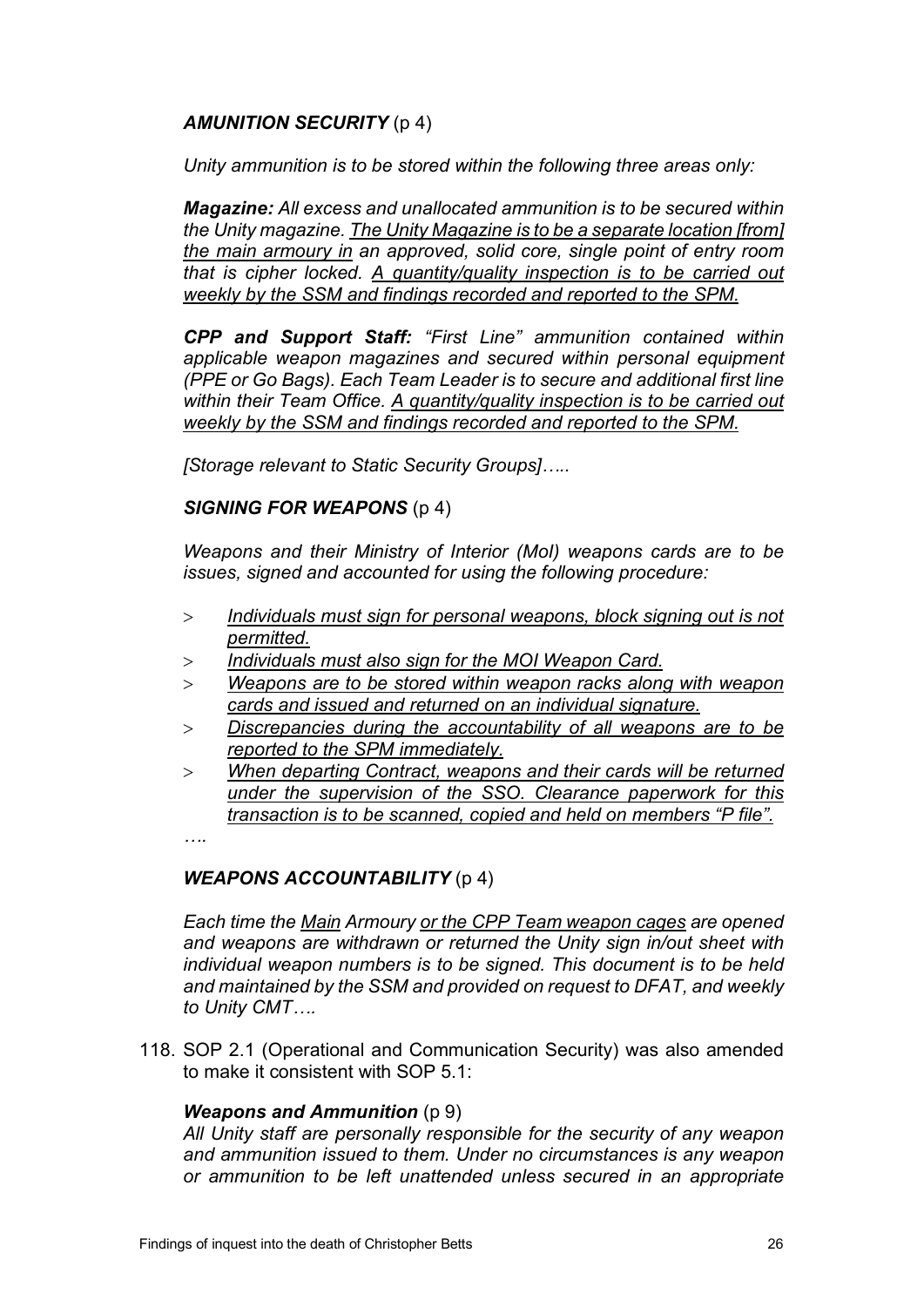***AMUNITION SECURITY*** (p 4)

*Unity ammunition is to be stored within the following three areas only:*

***Magazine:*** *All excess and unallocated ammunition is to be secured within the Unity magazine. <u>The Unity Magazine is to be a separate location [from] the main armoury in</u> an approved, solid core, single point of entry room that is cipher locked. <u>A quantity/quality inspection is to be carried out weekly by the SSM and findings recorded and reported to the SPM.</u>*

***CPP and Support Staff:*** *"First Line" ammunition contained within applicable weapon magazines and secured within personal equipment (PPE or Go Bags). Each Team Leader is to secure and additional first line within their Team Office. <u>A quantity/quality inspection is to be carried out weekly by the SSM and findings recorded and reported to the SPM.</u>*

*[Storage relevant to Static Security Groups]…..*

***SIGNING FOR WEAPONS*** (p 4)

*Weapons and their Ministry of Interior (MoI) weapons cards are to be issues, signed and accounted for using the following procedure:*

- *<u>Individuals must sign for personal weapons, block signing out is not permitted.</u>*
- *<u>Individuals must also sign for the MOI Weapon Card.</u>*
- *<u>Weapons are to be stored within weapon racks along with weapon cards and issued and returned on an individual signature.</u>*
- *<u>Discrepancies during the accountability of all weapons are to be reported to the SPM immediately.</u>*
- *<u>When departing Contract, weapons and their cards will be returned under the supervision of the SSO. Clearance paperwork for this transaction is to be scanned, copied and held on members "P file".</u>*

*….*

***WEAPONS ACCOUNTABILITY*** (p 4)

*Each time the <u>Main</u> Armoury <u>or the CPP Team weapon cages</u> are opened and weapons are withdrawn or returned the Unity sign in/out sheet with individual weapon numbers is to be signed. This document is to be held and maintained by the SSM and provided on request to DFAT, and weekly to Unity CMT….*

118. SOP 2.1 (Operational and Communication Security) was also amended to make it consistent with SOP 5.1:

***Weapons and Ammunition*** (p 9)
*All Unity staff are personally responsible for the security of any weapon and ammunition issued to them. Under no circumstances is any weapon or ammunition to be left unattended unless secured in an appropriate*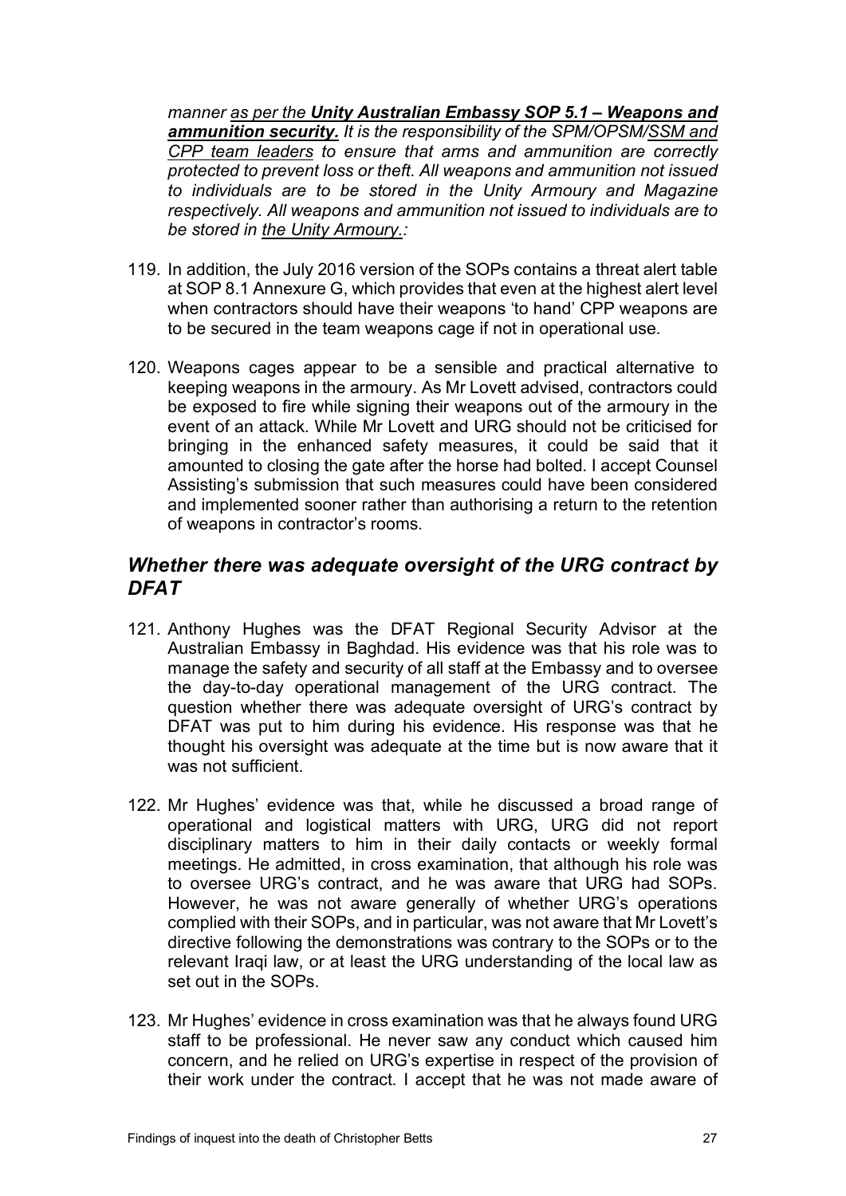*manner as per the **Unity Australian Embassy SOP 5.1 – Weapons and ammunition security.** It is the responsibility of the SPM/OPSM/SSM and CPP team leaders to ensure that arms and ammunition are correctly protected to prevent loss or theft. All weapons and ammunition not issued to individuals are to be stored in the Unity Armoury and Magazine respectively. All weapons and ammunition not issued to individuals are to be stored in the Unity Armoury.:*

119. In addition, the July 2016 version of the SOPs contains a threat alert table at SOP 8.1 Annexure G, which provides that even at the highest alert level when contractors should have their weapons 'to hand' CPP weapons are to be secured in the team weapons cage if not in operational use.

120. Weapons cages appear to be a sensible and practical alternative to keeping weapons in the armoury. As Mr Lovett advised, contractors could be exposed to fire while signing their weapons out of the armoury in the event of an attack. While Mr Lovett and URG should not be criticised for bringing in the enhanced safety measures, it could be said that it amounted to closing the gate after the horse had bolted. I accept Counsel Assisting's submission that such measures could have been considered and implemented sooner rather than authorising a return to the retention of weapons in contractor's rooms.

## *Whether there was adequate oversight of the URG contract by DFAT*

121. Anthony Hughes was the DFAT Regional Security Advisor at the Australian Embassy in Baghdad. His evidence was that his role was to manage the safety and security of all staff at the Embassy and to oversee the day-to-day operational management of the URG contract. The question whether there was adequate oversight of URG's contract by DFAT was put to him during his evidence. His response was that he thought his oversight was adequate at the time but is now aware that it was not sufficient.

122. Mr Hughes' evidence was that, while he discussed a broad range of operational and logistical matters with URG, URG did not report disciplinary matters to him in their daily contacts or weekly formal meetings. He admitted, in cross examination, that although his role was to oversee URG's contract, and he was aware that URG had SOPs. However, he was not aware generally of whether URG's operations complied with their SOPs, and in particular, was not aware that Mr Lovett's directive following the demonstrations was contrary to the SOPs or to the relevant Iraqi law, or at least the URG understanding of the local law as set out in the SOPs.

123. Mr Hughes' evidence in cross examination was that he always found URG staff to be professional. He never saw any conduct which caused him concern, and he relied on URG's expertise in respect of the provision of their work under the contract. I accept that he was not made aware of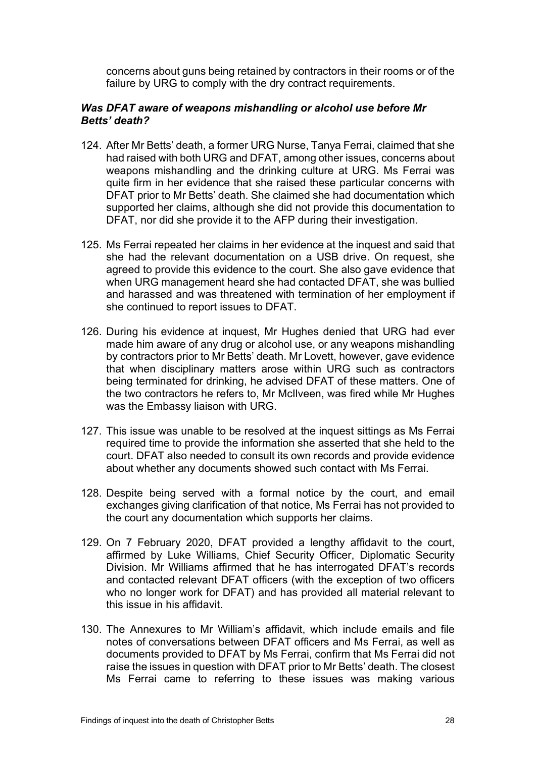concerns about guns being retained by contractors in their rooms or of the failure by URG to comply with the dry contract requirements.

### *Was DFAT aware of weapons mishandling or alcohol use before Mr Betts' death?*

124. After Mr Betts' death, a former URG Nurse, Tanya Ferrai, claimed that she had raised with both URG and DFAT, among other issues, concerns about weapons mishandling and the drinking culture at URG. Ms Ferrai was quite firm in her evidence that she raised these particular concerns with DFAT prior to Mr Betts' death. She claimed she had documentation which supported her claims, although she did not provide this documentation to DFAT, nor did she provide it to the AFP during their investigation.

125. Ms Ferrai repeated her claims in her evidence at the inquest and said that she had the relevant documentation on a USB drive. On request, she agreed to provide this evidence to the court. She also gave evidence that when URG management heard she had contacted DFAT, she was bullied and harassed and was threatened with termination of her employment if she continued to report issues to DFAT.

126. During his evidence at inquest, Mr Hughes denied that URG had ever made him aware of any drug or alcohol use, or any weapons mishandling by contractors prior to Mr Betts' death. Mr Lovett, however, gave evidence that when disciplinary matters arose within URG such as contractors being terminated for drinking, he advised DFAT of these matters. One of the two contractors he refers to, Mr McIlveen, was fired while Mr Hughes was the Embassy liaison with URG.

127. This issue was unable to be resolved at the inquest sittings as Ms Ferrai required time to provide the information she asserted that she held to the court. DFAT also needed to consult its own records and provide evidence about whether any documents showed such contact with Ms Ferrai.

128. Despite being served with a formal notice by the court, and email exchanges giving clarification of that notice, Ms Ferrai has not provided to the court any documentation which supports her claims.

129. On 7 February 2020, DFAT provided a lengthy affidavit to the court, affirmed by Luke Williams, Chief Security Officer, Diplomatic Security Division. Mr Williams affirmed that he has interrogated DFAT's records and contacted relevant DFAT officers (with the exception of two officers who no longer work for DFAT) and has provided all material relevant to this issue in his affidavit.

130. The Annexures to Mr William's affidavit, which include emails and file notes of conversations between DFAT officers and Ms Ferrai, as well as documents provided to DFAT by Ms Ferrai, confirm that Ms Ferrai did not raise the issues in question with DFAT prior to Mr Betts' death. The closest Ms Ferrai came to referring to these issues was making various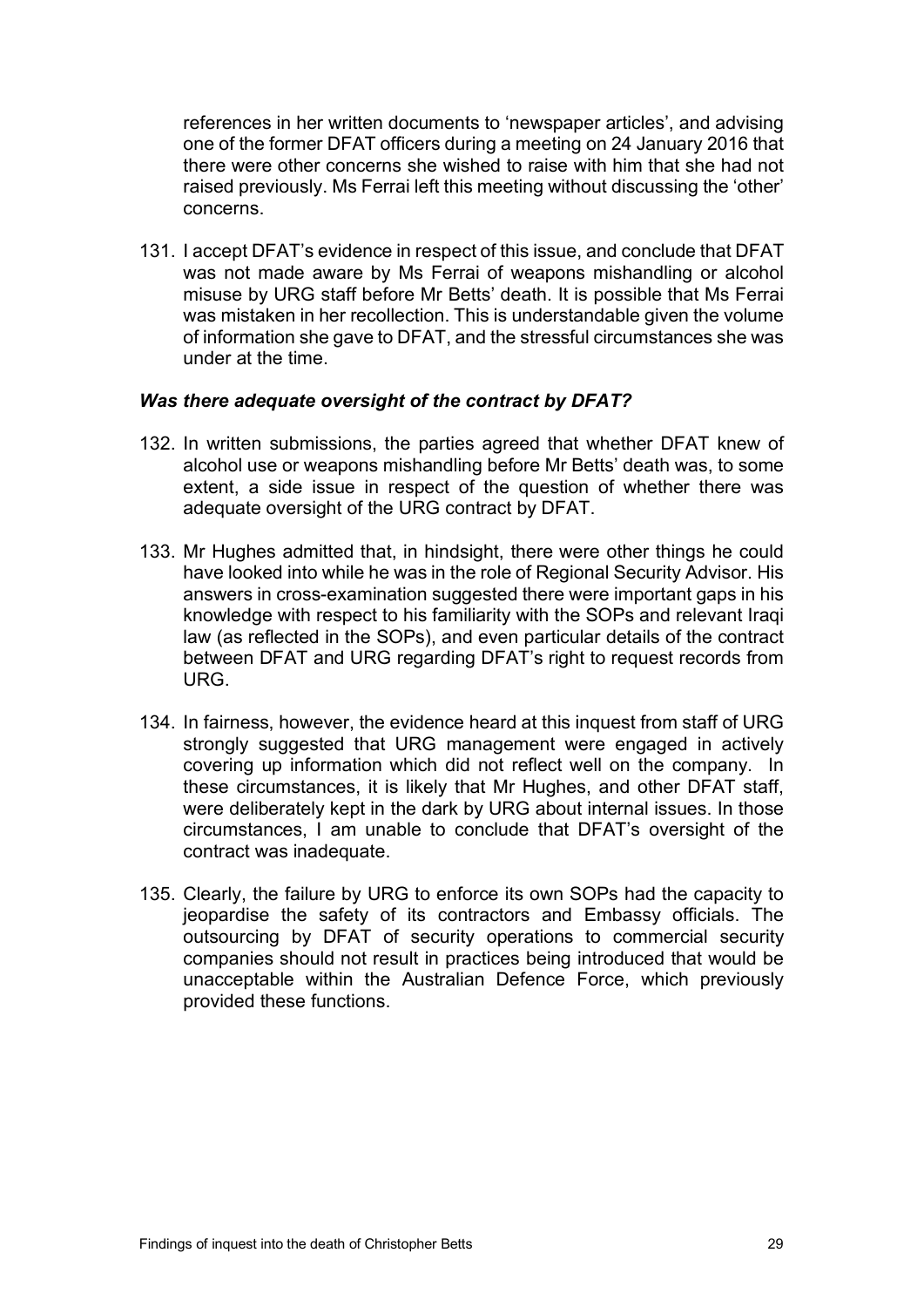references in her written documents to 'newspaper articles', and advising one of the former DFAT officers during a meeting on 24 January 2016 that there were other concerns she wished to raise with him that she had not raised previously. Ms Ferrai left this meeting without discussing the 'other' concerns.

131. I accept DFAT's evidence in respect of this issue, and conclude that DFAT was not made aware by Ms Ferrai of weapons mishandling or alcohol misuse by URG staff before Mr Betts' death. It is possible that Ms Ferrai was mistaken in her recollection. This is understandable given the volume of information she gave to DFAT, and the stressful circumstances she was under at the time.

### *Was there adequate oversight of the contract by DFAT?*

132. In written submissions, the parties agreed that whether DFAT knew of alcohol use or weapons mishandling before Mr Betts' death was, to some extent, a side issue in respect of the question of whether there was adequate oversight of the URG contract by DFAT.

133. Mr Hughes admitted that, in hindsight, there were other things he could have looked into while he was in the role of Regional Security Advisor. His answers in cross-examination suggested there were important gaps in his knowledge with respect to his familiarity with the SOPs and relevant Iraqi law (as reflected in the SOPs), and even particular details of the contract between DFAT and URG regarding DFAT's right to request records from URG.

134. In fairness, however, the evidence heard at this inquest from staff of URG strongly suggested that URG management were engaged in actively covering up information which did not reflect well on the company. In these circumstances, it is likely that Mr Hughes, and other DFAT staff, were deliberately kept in the dark by URG about internal issues. In those circumstances, I am unable to conclude that DFAT's oversight of the contract was inadequate.

135. Clearly, the failure by URG to enforce its own SOPs had the capacity to jeopardise the safety of its contractors and Embassy officials. The outsourcing by DFAT of security operations to commercial security companies should not result in practices being introduced that would be unacceptable within the Australian Defence Force, which previously provided these functions.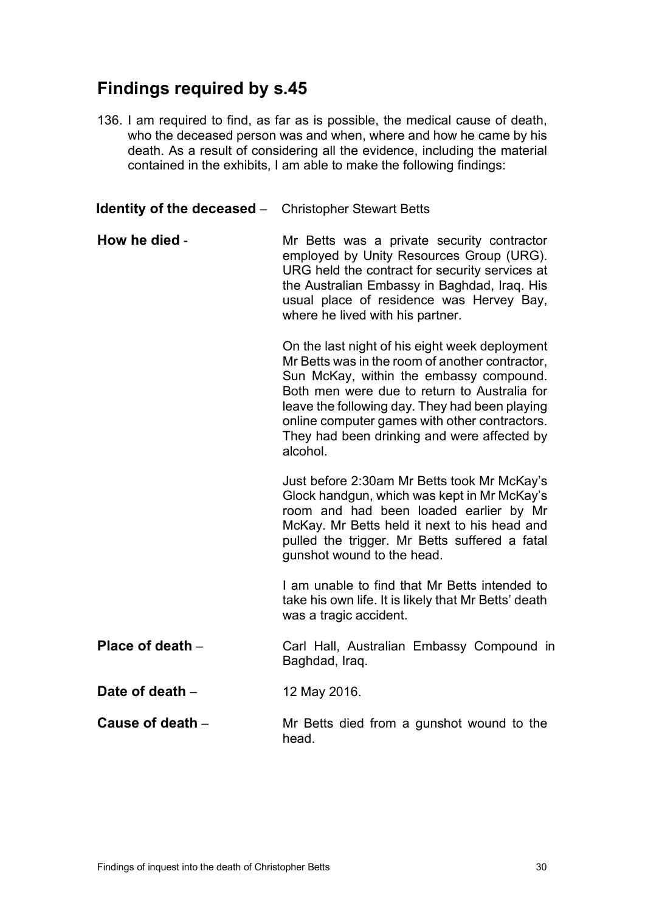## Findings required by s.45

136. I am required to find, as far as is possible, the medical cause of death, who the deceased person was and when, where and how he came by his death. As a result of considering all the evidence, including the material contained in the exhibits, I am able to make the following findings:

**Identity of the deceased** – Christopher Stewart Betts

**How he died** - Mr Betts was a private security contractor employed by Unity Resources Group (URG). URG held the contract for security services at the Australian Embassy in Baghdad, Iraq. His usual place of residence was Hervey Bay, where he lived with his partner.

On the last night of his eight week deployment Mr Betts was in the room of another contractor, Sun McKay, within the embassy compound. Both men were due to return to Australia for leave the following day. They had been playing online computer games with other contractors. They had been drinking and were affected by alcohol.

Just before 2:30am Mr Betts took Mr McKay's Glock handgun, which was kept in Mr McKay's room and had been loaded earlier by Mr McKay. Mr Betts held it next to his head and pulled the trigger. Mr Betts suffered a fatal gunshot wound to the head.

I am unable to find that Mr Betts intended to take his own life. It is likely that Mr Betts' death was a tragic accident.

**Place of death** – Carl Hall, Australian Embassy Compound in Baghdad, Iraq.

**Date of death** – 12 May 2016.

**Cause of death** – Mr Betts died from a gunshot wound to the head.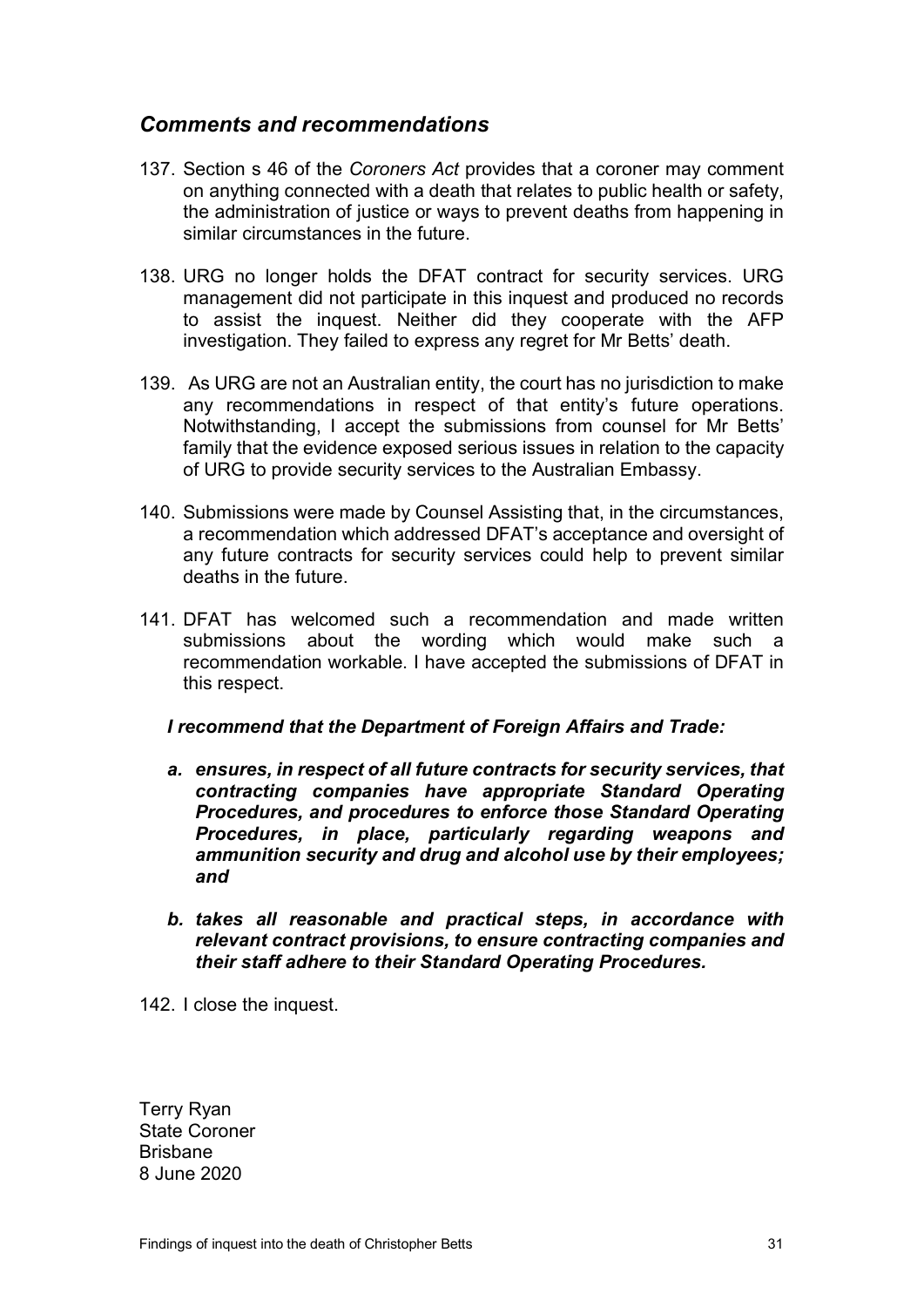## *Comments and recommendations*

137. Section s 46 of the *Coroners Act* provides that a coroner may comment on anything connected with a death that relates to public health or safety, the administration of justice or ways to prevent deaths from happening in similar circumstances in the future.

138. URG no longer holds the DFAT contract for security services. URG management did not participate in this inquest and produced no records to assist the inquest. Neither did they cooperate with the AFP investigation. They failed to express any regret for Mr Betts' death.

139. As URG are not an Australian entity, the court has no jurisdiction to make any recommendations in respect of that entity's future operations. Notwithstanding, I accept the submissions from counsel for Mr Betts' family that the evidence exposed serious issues in relation to the capacity of URG to provide security services to the Australian Embassy.

140. Submissions were made by Counsel Assisting that, in the circumstances, a recommendation which addressed DFAT's acceptance and oversight of any future contracts for security services could help to prevent similar deaths in the future.

141. DFAT has welcomed such a recommendation and made written submissions about the wording which would make such a recommendation workable. I have accepted the submissions of DFAT in this respect.

***I recommend that the Department of Foreign Affairs and Trade:***

- ***a. ensures, in respect of all future contracts for security services, that contracting companies have appropriate Standard Operating Procedures, and procedures to enforce those Standard Operating Procedures, in place, particularly regarding weapons and ammunition security and drug and alcohol use by their employees; and***

- ***b. takes all reasonable and practical steps, in accordance with relevant contract provisions, to ensure contracting companies and their staff adhere to their Standard Operating Procedures.***

142. I close the inquest.

Terry Ryan
State Coroner
Brisbane
8 June 2020